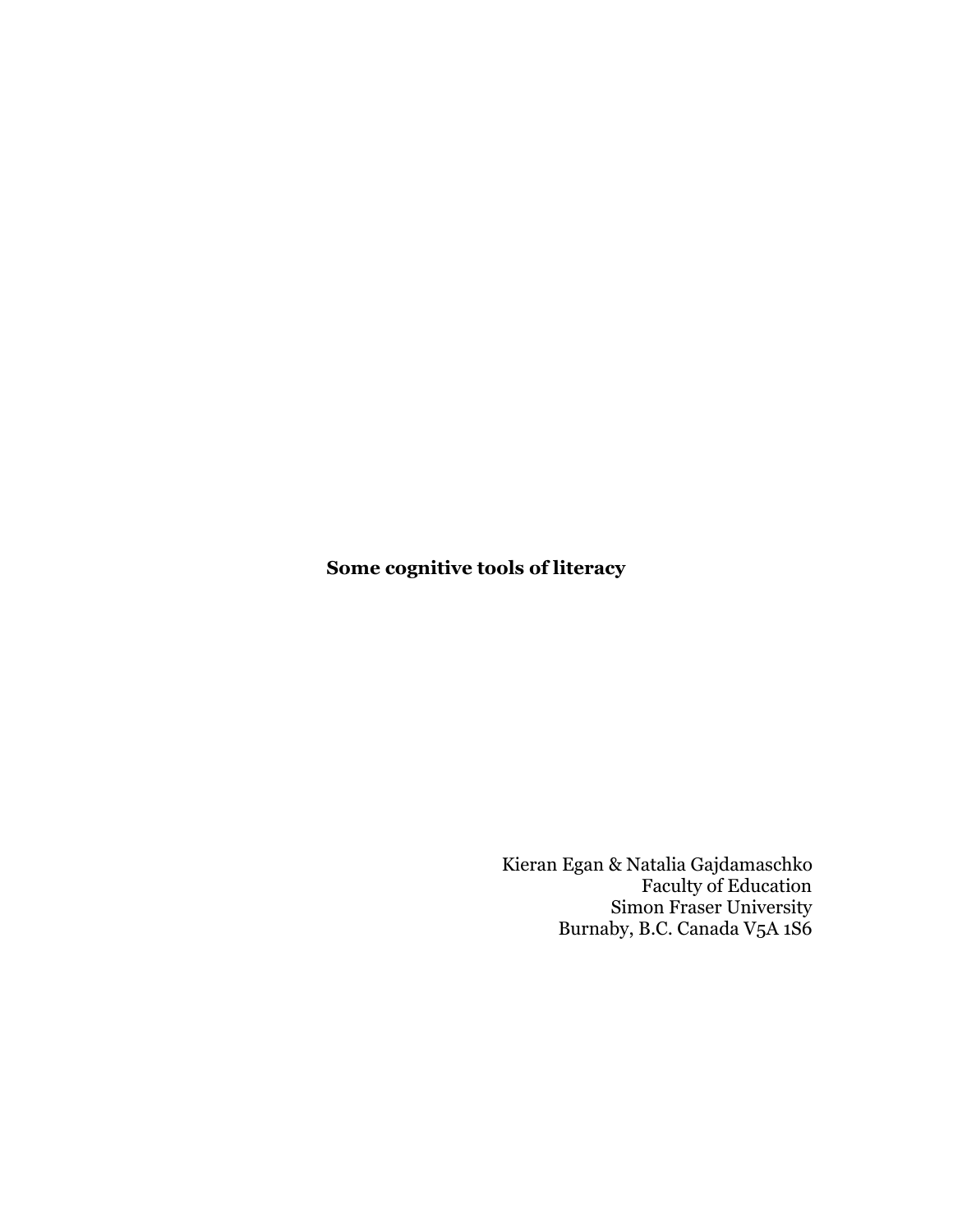# Some cognitive tools of literacy

Kieran Egan & Natalia Gajdamaschko
Faculty of Education
Simon Fraser University
Burnaby, B.C. Canada V5A 1S6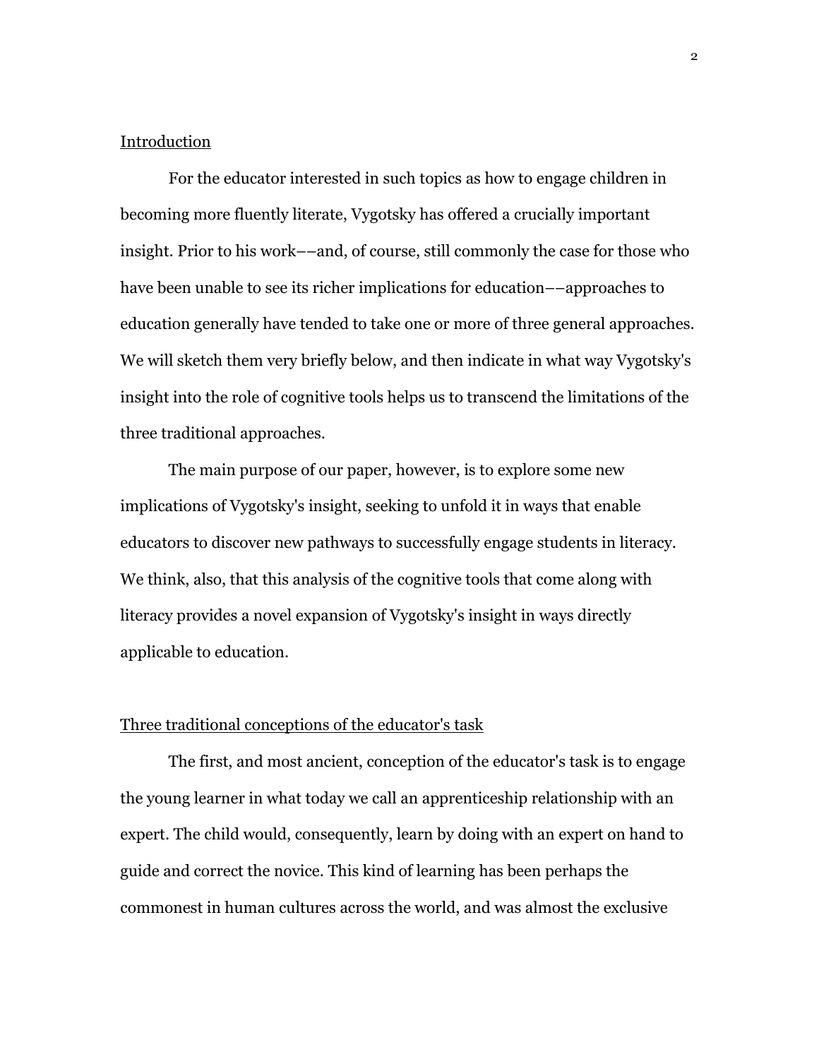## Introduction

For the educator interested in such topics as how to engage children in becoming more fluently literate, Vygotsky has offered a crucially important insight. Prior to his work––and, of course, still commonly the case for those who have been unable to see its richer implications for education––approaches to education generally have tended to take one or more of three general approaches. We will sketch them very briefly below, and then indicate in what way Vygotsky's insight into the role of cognitive tools helps us to transcend the limitations of the three traditional approaches.

The main purpose of our paper, however, is to explore some new implications of Vygotsky's insight, seeking to unfold it in ways that enable educators to discover new pathways to successfully engage students in literacy. We think, also, that this analysis of the cognitive tools that come along with literacy provides a novel expansion of Vygotsky's insight in ways directly applicable to education.

## Three traditional conceptions of the educator's task

The first, and most ancient, conception of the educator's task is to engage the young learner in what today we call an apprenticeship relationship with an expert. The child would, consequently, learn by doing with an expert on hand to guide and correct the novice. This kind of learning has been perhaps the commonest in human cultures across the world, and was almost the exclusive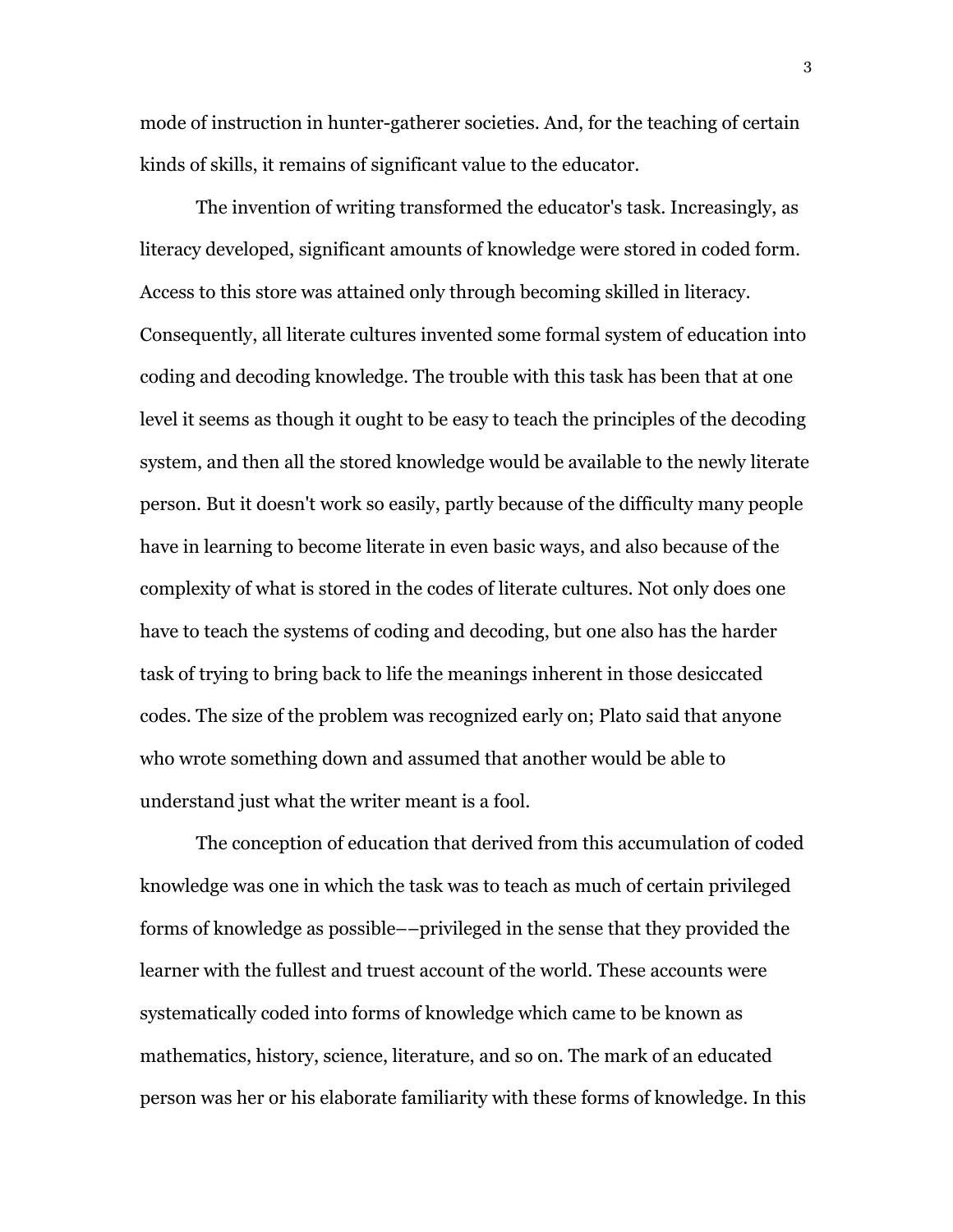mode of instruction in hunter-gatherer societies. And, for the teaching of certain kinds of skills, it remains of significant value to the educator.

The invention of writing transformed the educator's task. Increasingly, as literacy developed, significant amounts of knowledge were stored in coded form. Access to this store was attained only through becoming skilled in literacy. Consequently, all literate cultures invented some formal system of education into coding and decoding knowledge. The trouble with this task has been that at one level it seems as though it ought to be easy to teach the principles of the decoding system, and then all the stored knowledge would be available to the newly literate person. But it doesn't work so easily, partly because of the difficulty many people have in learning to become literate in even basic ways, and also because of the complexity of what is stored in the codes of literate cultures. Not only does one have to teach the systems of coding and decoding, but one also has the harder task of trying to bring back to life the meanings inherent in those desiccated codes. The size of the problem was recognized early on; Plato said that anyone who wrote something down and assumed that another would be able to understand just what the writer meant is a fool.

The conception of education that derived from this accumulation of coded knowledge was one in which the task was to teach as much of certain privileged forms of knowledge as possible––privileged in the sense that they provided the learner with the fullest and truest account of the world. These accounts were systematically coded into forms of knowledge which came to be known as mathematics, history, science, literature, and so on. The mark of an educated person was her or his elaborate familiarity with these forms of knowledge. In this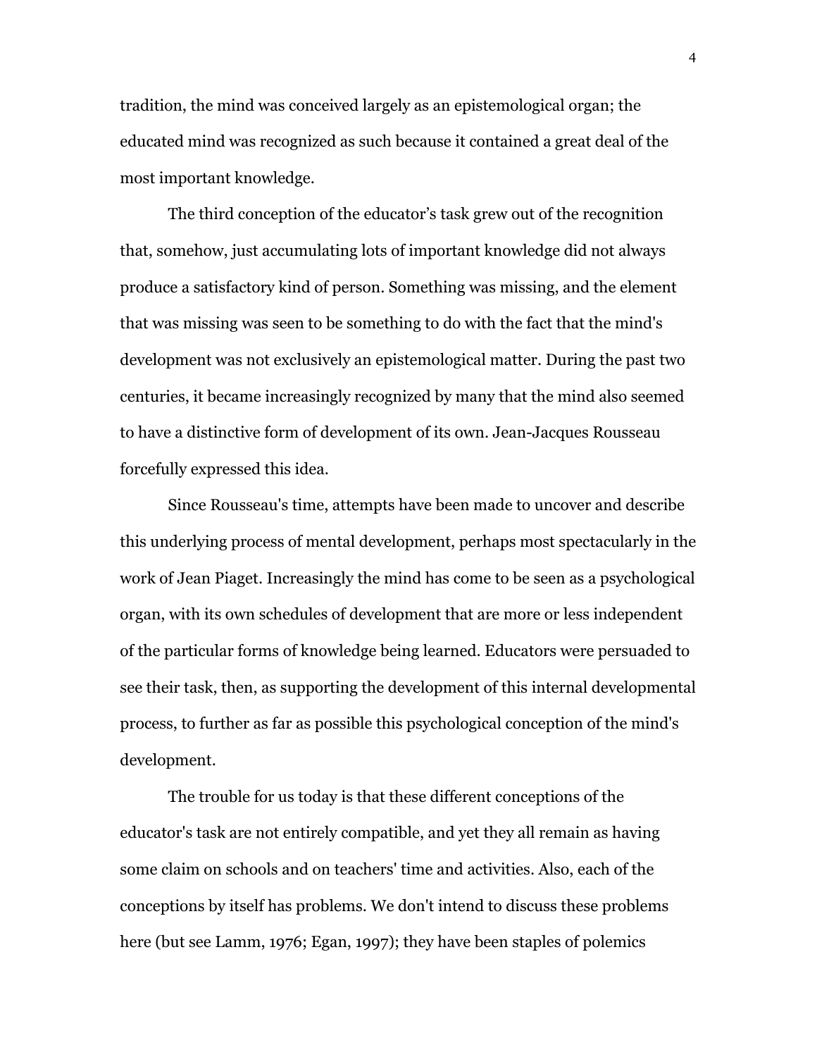tradition, the mind was conceived largely as an epistemological organ; the educated mind was recognized as such because it contained a great deal of the most important knowledge.

The third conception of the educator's task grew out of the recognition that, somehow, just accumulating lots of important knowledge did not always produce a satisfactory kind of person. Something was missing, and the element that was missing was seen to be something to do with the fact that the mind's development was not exclusively an epistemological matter. During the past two centuries, it became increasingly recognized by many that the mind also seemed to have a distinctive form of development of its own. Jean-Jacques Rousseau forcefully expressed this idea.

Since Rousseau's time, attempts have been made to uncover and describe this underlying process of mental development, perhaps most spectacularly in the work of Jean Piaget. Increasingly the mind has come to be seen as a psychological organ, with its own schedules of development that are more or less independent of the particular forms of knowledge being learned. Educators were persuaded to see their task, then, as supporting the development of this internal developmental process, to further as far as possible this psychological conception of the mind's development.

The trouble for us today is that these different conceptions of the educator's task are not entirely compatible, and yet they all remain as having some claim on schools and on teachers' time and activities. Also, each of the conceptions by itself has problems. We don't intend to discuss these problems here (but see Lamm, 1976; Egan, 1997); they have been staples of polemics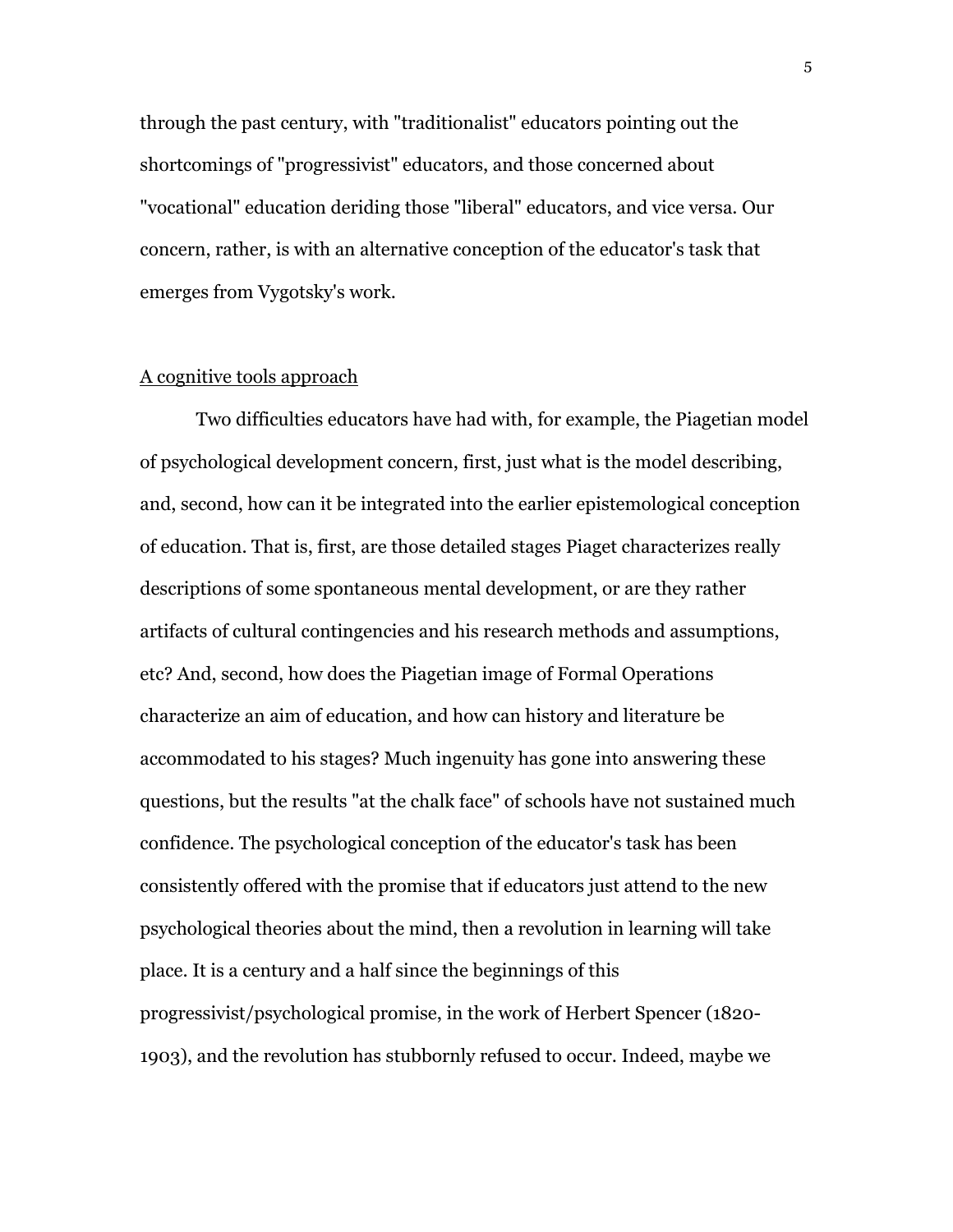through the past century, with "traditionalist" educators pointing out the shortcomings of "progressivist" educators, and those concerned about "vocational" education deriding those "liberal" educators, and vice versa. Our concern, rather, is with an alternative conception of the educator's task that emerges from Vygotsky's work.

## A cognitive tools approach

Two difficulties educators have had with, for example, the Piagetian model of psychological development concern, first, just what is the model describing, and, second, how can it be integrated into the earlier epistemological conception of education. That is, first, are those detailed stages Piaget characterizes really descriptions of some spontaneous mental development, or are they rather artifacts of cultural contingencies and his research methods and assumptions, etc? And, second, how does the Piagetian image of Formal Operations characterize an aim of education, and how can history and literature be accommodated to his stages? Much ingenuity has gone into answering these questions, but the results "at the chalk face" of schools have not sustained much confidence. The psychological conception of the educator's task has been consistently offered with the promise that if educators just attend to the new psychological theories about the mind, then a revolution in learning will take place. It is a century and a half since the beginnings of this progressivist/psychological promise, in the work of Herbert Spencer (1820-1903), and the revolution has stubbornly refused to occur. Indeed, maybe we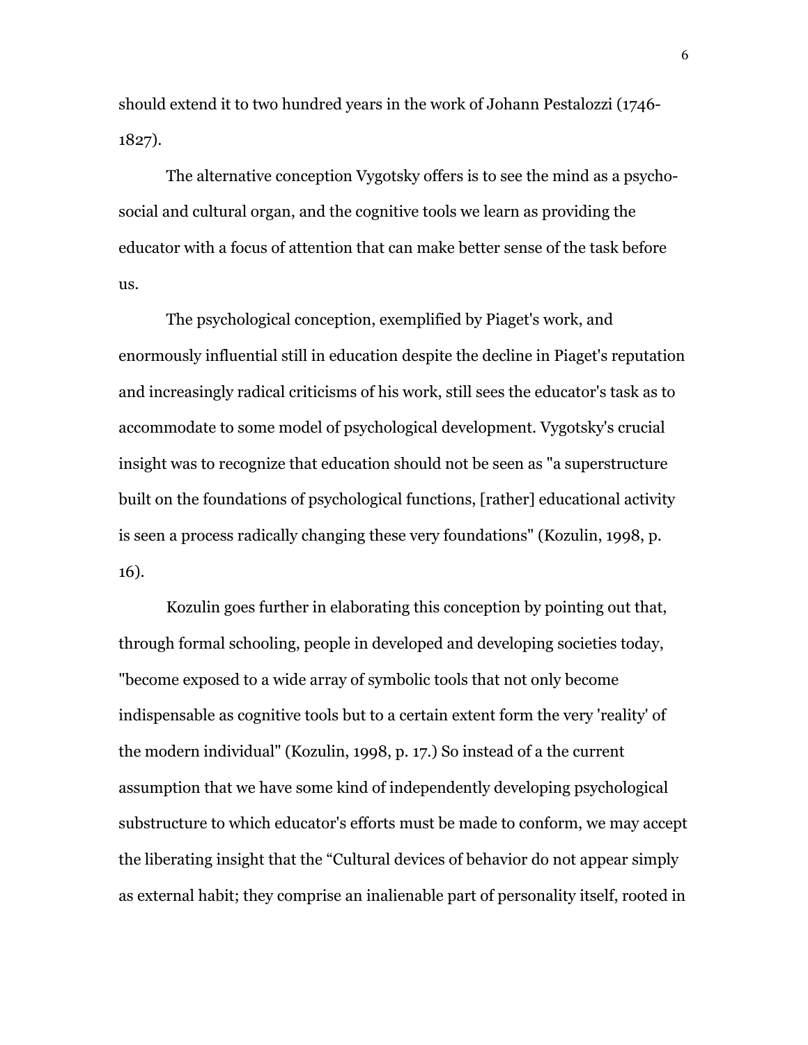should extend it to two hundred years in the work of Johann Pestalozzi (1746-1827).

The alternative conception Vygotsky offers is to see the mind as a psycho-social and cultural organ, and the cognitive tools we learn as providing the educator with a focus of attention that can make better sense of the task before us.

The psychological conception, exemplified by Piaget's work, and enormously influential still in education despite the decline in Piaget's reputation and increasingly radical criticisms of his work, still sees the educator's task as to accommodate to some model of psychological development. Vygotsky's crucial insight was to recognize that education should not be seen as "a superstructure built on the foundations of psychological functions, [rather] educational activity is seen a process radically changing these very foundations" (Kozulin, 1998, p. 16).

Kozulin goes further in elaborating this conception by pointing out that, through formal schooling, people in developed and developing societies today, "become exposed to a wide array of symbolic tools that not only become indispensable as cognitive tools but to a certain extent form the very 'reality' of the modern individual" (Kozulin, 1998, p. 17.) So instead of a the current assumption that we have some kind of independently developing psychological substructure to which educator's efforts must be made to conform, we may accept the liberating insight that the “Cultural devices of behavior do not appear simply as external habit; they comprise an inalienable part of personality itself, rooted in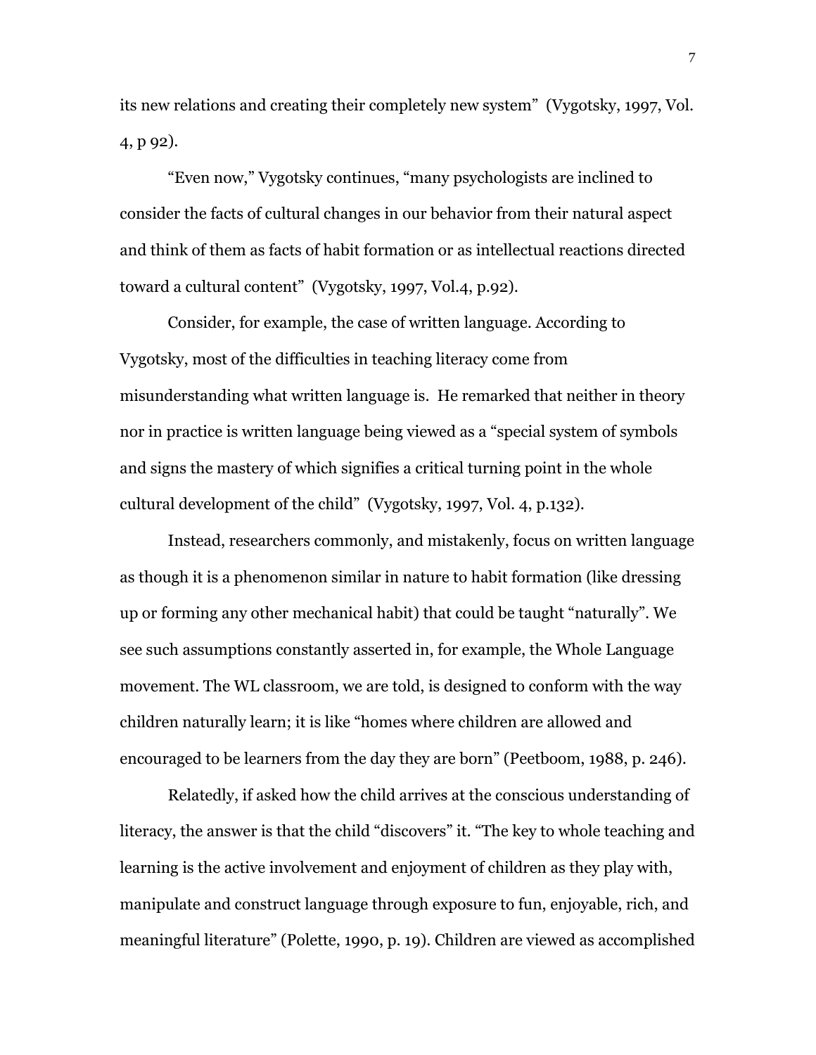its new relations and creating their completely new system" (Vygotsky, 1997, Vol. 4, p 92).

"Even now," Vygotsky continues, "many psychologists are inclined to consider the facts of cultural changes in our behavior from their natural aspect and think of them as facts of habit formation or as intellectual reactions directed toward a cultural content" (Vygotsky, 1997, Vol.4, p.92).

Consider, for example, the case of written language. According to Vygotsky, most of the difficulties in teaching literacy come from misunderstanding what written language is. He remarked that neither in theory nor in practice is written language being viewed as a "special system of symbols and signs the mastery of which signifies a critical turning point in the whole cultural development of the child" (Vygotsky, 1997, Vol. 4, p.132).

Instead, researchers commonly, and mistakenly, focus on written language as though it is a phenomenon similar in nature to habit formation (like dressing up or forming any other mechanical habit) that could be taught "naturally". We see such assumptions constantly asserted in, for example, the Whole Language movement. The WL classroom, we are told, is designed to conform with the way children naturally learn; it is like "homes where children are allowed and encouraged to be learners from the day they are born" (Peetboom, 1988, p. 246).

Relatedly, if asked how the child arrives at the conscious understanding of literacy, the answer is that the child "discovers" it. "The key to whole teaching and learning is the active involvement and enjoyment of children as they play with, manipulate and construct language through exposure to fun, enjoyable, rich, and meaningful literature" (Polette, 1990, p. 19). Children are viewed as accomplished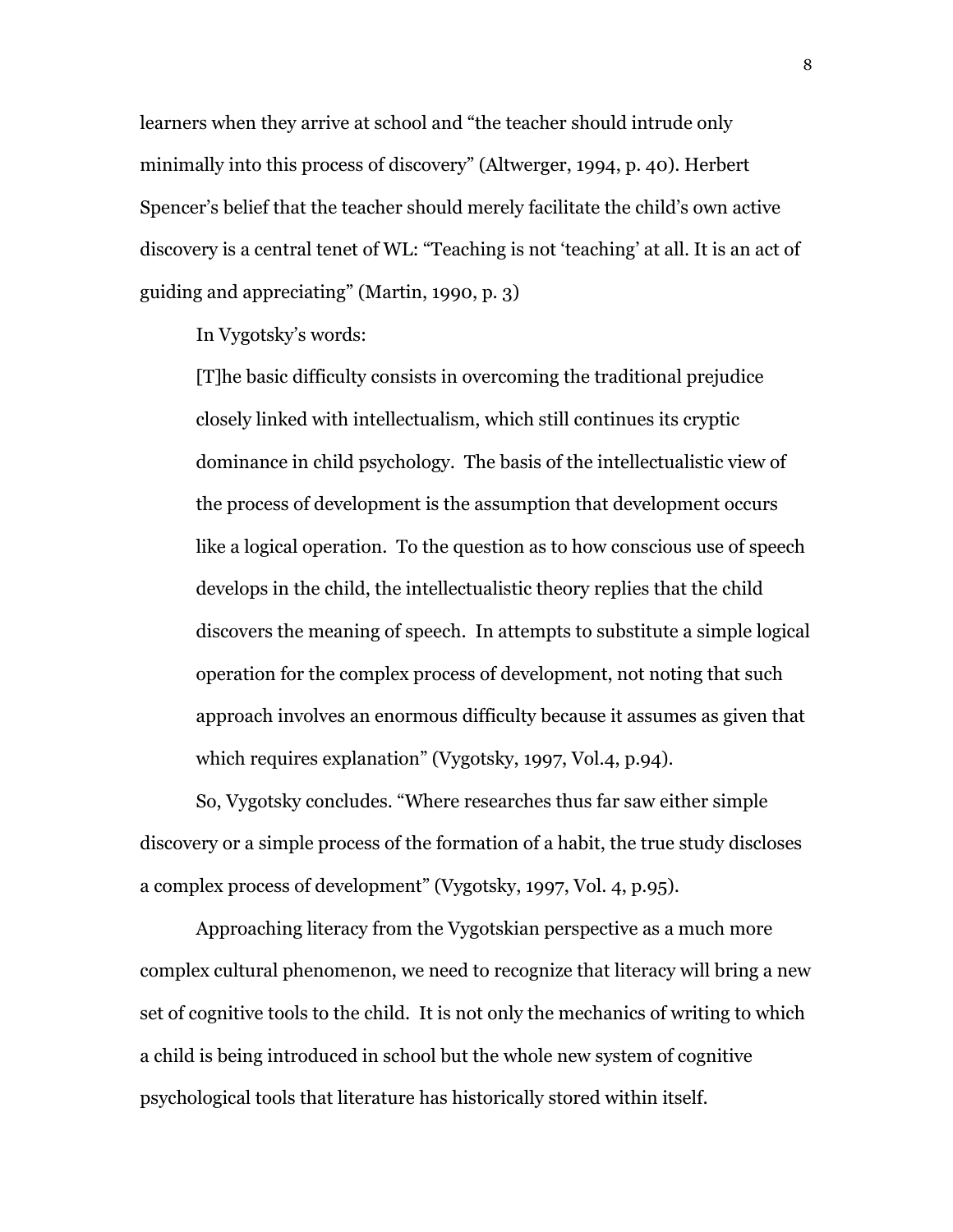learners when they arrive at school and “the teacher should intrude only minimally into this process of discovery” (Altwerger, 1994, p. 40). Herbert Spencer’s belief that the teacher should merely facilitate the child’s own active discovery is a central tenet of WL: “Teaching is not ‘teaching’ at all. It is an act of guiding and appreciating” (Martin, 1990, p. 3)

In Vygotsky’s words:

> [T]he basic difficulty consists in overcoming the traditional prejudice closely linked with intellectualism, which still continues its cryptic dominance in child psychology. The basis of the intellectualistic view of the process of development is the assumption that development occurs like a logical operation. To the question as to how conscious use of speech develops in the child, the intellectualistic theory replies that the child discovers the meaning of speech. In attempts to substitute a simple logical operation for the complex process of development, not noting that such approach involves an enormous difficulty because it assumes as given that which requires explanation” (Vygotsky, 1997, Vol.4, p.94).

So, Vygotsky concludes. “Where researches thus far saw either simple discovery or a simple process of the formation of a habit, the true study discloses a complex process of development” (Vygotsky, 1997, Vol. 4, p.95).

Approaching literacy from the Vygotskian perspective as a much more complex cultural phenomenon, we need to recognize that literacy will bring a new set of cognitive tools to the child. It is not only the mechanics of writing to which a child is being introduced in school but the whole new system of cognitive psychological tools that literature has historically stored within itself.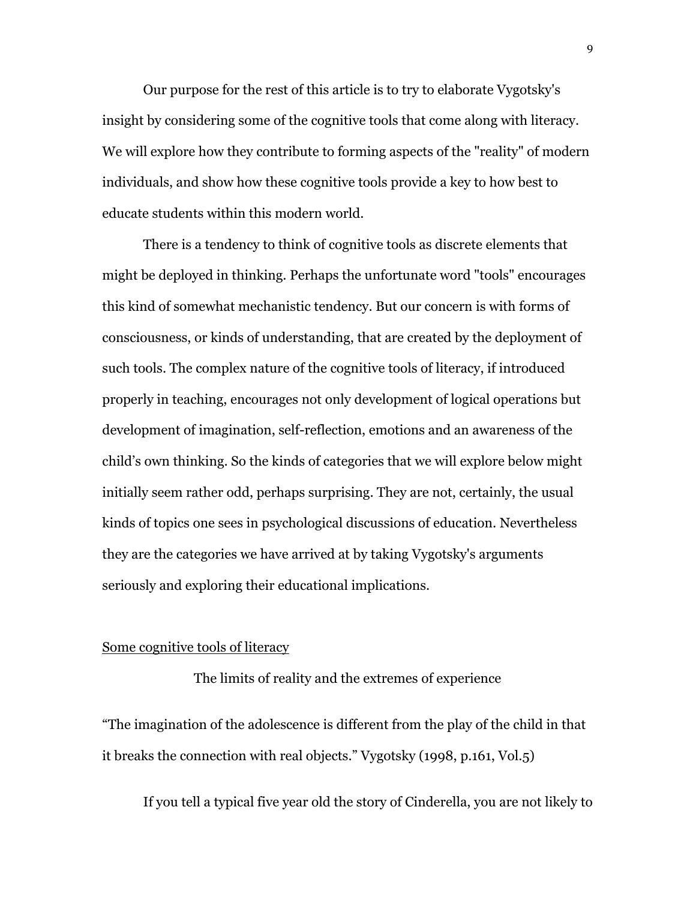Our purpose for the rest of this article is to try to elaborate Vygotsky's insight by considering some of the cognitive tools that come along with literacy. We will explore how they contribute to forming aspects of the "reality" of modern individuals, and show how these cognitive tools provide a key to how best to educate students within this modern world.

There is a tendency to think of cognitive tools as discrete elements that might be deployed in thinking. Perhaps the unfortunate word "tools" encourages this kind of somewhat mechanistic tendency. But our concern is with forms of consciousness, or kinds of understanding, that are created by the deployment of such tools. The complex nature of the cognitive tools of literacy, if introduced properly in teaching, encourages not only development of logical operations but development of imagination, self-reflection, emotions and an awareness of the child's own thinking. So the kinds of categories that we will explore below might initially seem rather odd, perhaps surprising. They are not, certainly, the usual kinds of topics one sees in psychological discussions of education. Nevertheless they are the categories we have arrived at by taking Vygotsky's arguments seriously and exploring their educational implications.

## Some cognitive tools of literacy

### The limits of reality and the extremes of experience

"The imagination of the adolescence is different from the play of the child in that it breaks the connection with real objects." Vygotsky (1998, p.161, Vol.5)

If you tell a typical five year old the story of Cinderella, you are not likely to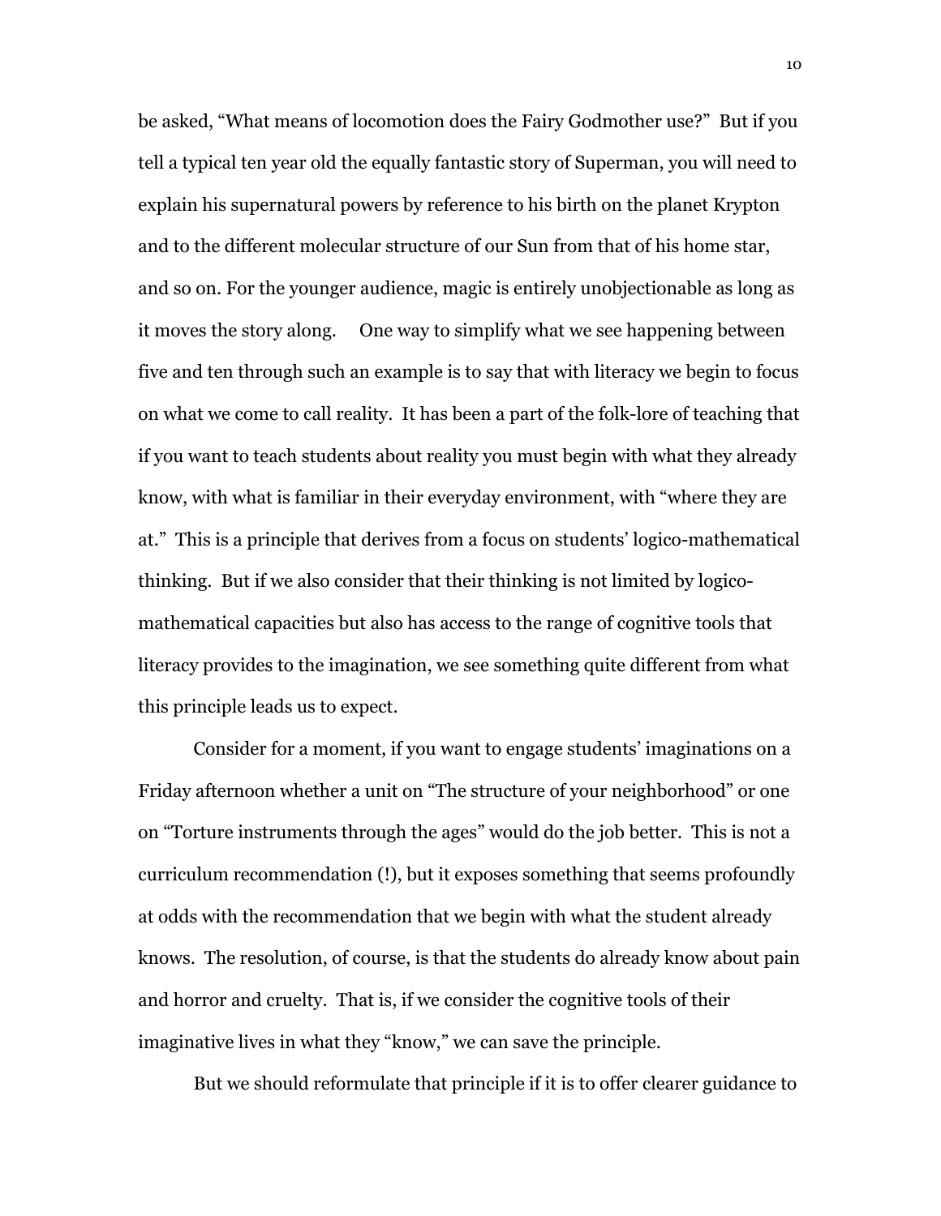be asked, "What means of locomotion does the Fairy Godmother use?" But if you tell a typical ten year old the equally fantastic story of Superman, you will need to explain his supernatural powers by reference to his birth on the planet Krypton and to the different molecular structure of our Sun from that of his home star, and so on. For the younger audience, magic is entirely unobjectionable as long as it moves the story along. One way to simplify what we see happening between five and ten through such an example is to say that with literacy we begin to focus on what we come to call reality. It has been a part of the folk-lore of teaching that if you want to teach students about reality you must begin with what they already know, with what is familiar in their everyday environment, with "where they are at." This is a principle that derives from a focus on students' logico-mathematical thinking. But if we also consider that their thinking is not limited by logico-mathematical capacities but also has access to the range of cognitive tools that literacy provides to the imagination, we see something quite different from what this principle leads us to expect.

Consider for a moment, if you want to engage students' imaginations on a Friday afternoon whether a unit on "The structure of your neighborhood" or one on "Torture instruments through the ages" would do the job better. This is not a curriculum recommendation (!), but it exposes something that seems profoundly at odds with the recommendation that we begin with what the student already knows. The resolution, of course, is that the students do already know about pain and horror and cruelty. That is, if we consider the cognitive tools of their imaginative lives in what they "know," we can save the principle.

But we should reformulate that principle if it is to offer clearer guidance to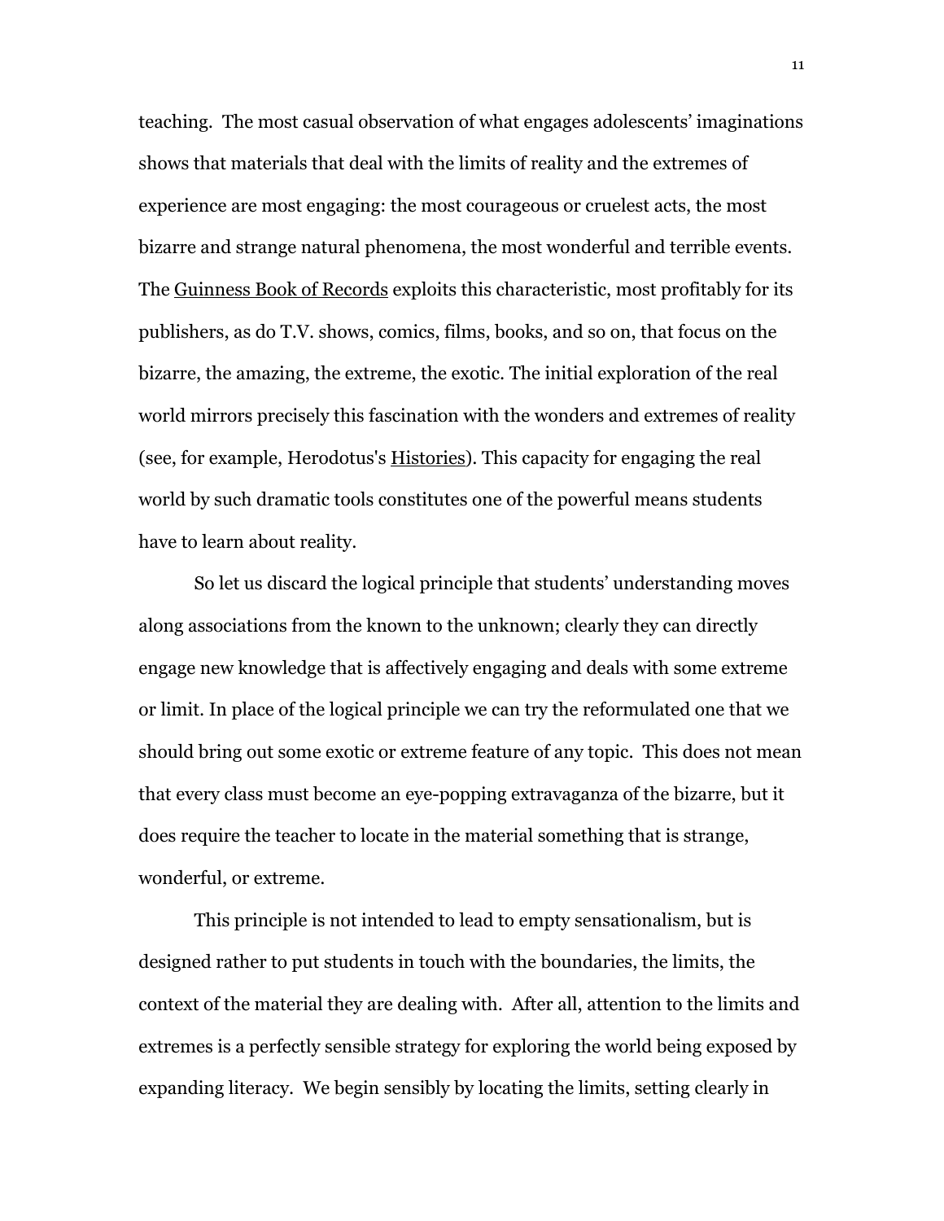teaching. The most casual observation of what engages adolescents' imaginations shows that materials that deal with the limits of reality and the extremes of experience are most engaging: the most courageous or cruelest acts, the most bizarre and strange natural phenomena, the most wonderful and terrible events. The Guinness Book of Records exploits this characteristic, most profitably for its publishers, as do T.V. shows, comics, films, books, and so on, that focus on the bizarre, the amazing, the extreme, the exotic. The initial exploration of the real world mirrors precisely this fascination with the wonders and extremes of reality (see, for example, Herodotus's Histories). This capacity for engaging the real world by such dramatic tools constitutes one of the powerful means students have to learn about reality.

So let us discard the logical principle that students' understanding moves along associations from the known to the unknown; clearly they can directly engage new knowledge that is affectively engaging and deals with some extreme or limit. In place of the logical principle we can try the reformulated one that we should bring out some exotic or extreme feature of any topic. This does not mean that every class must become an eye-popping extravaganza of the bizarre, but it does require the teacher to locate in the material something that is strange, wonderful, or extreme.

This principle is not intended to lead to empty sensationalism, but is designed rather to put students in touch with the boundaries, the limits, the context of the material they are dealing with. After all, attention to the limits and extremes is a perfectly sensible strategy for exploring the world being exposed by expanding literacy. We begin sensibly by locating the limits, setting clearly in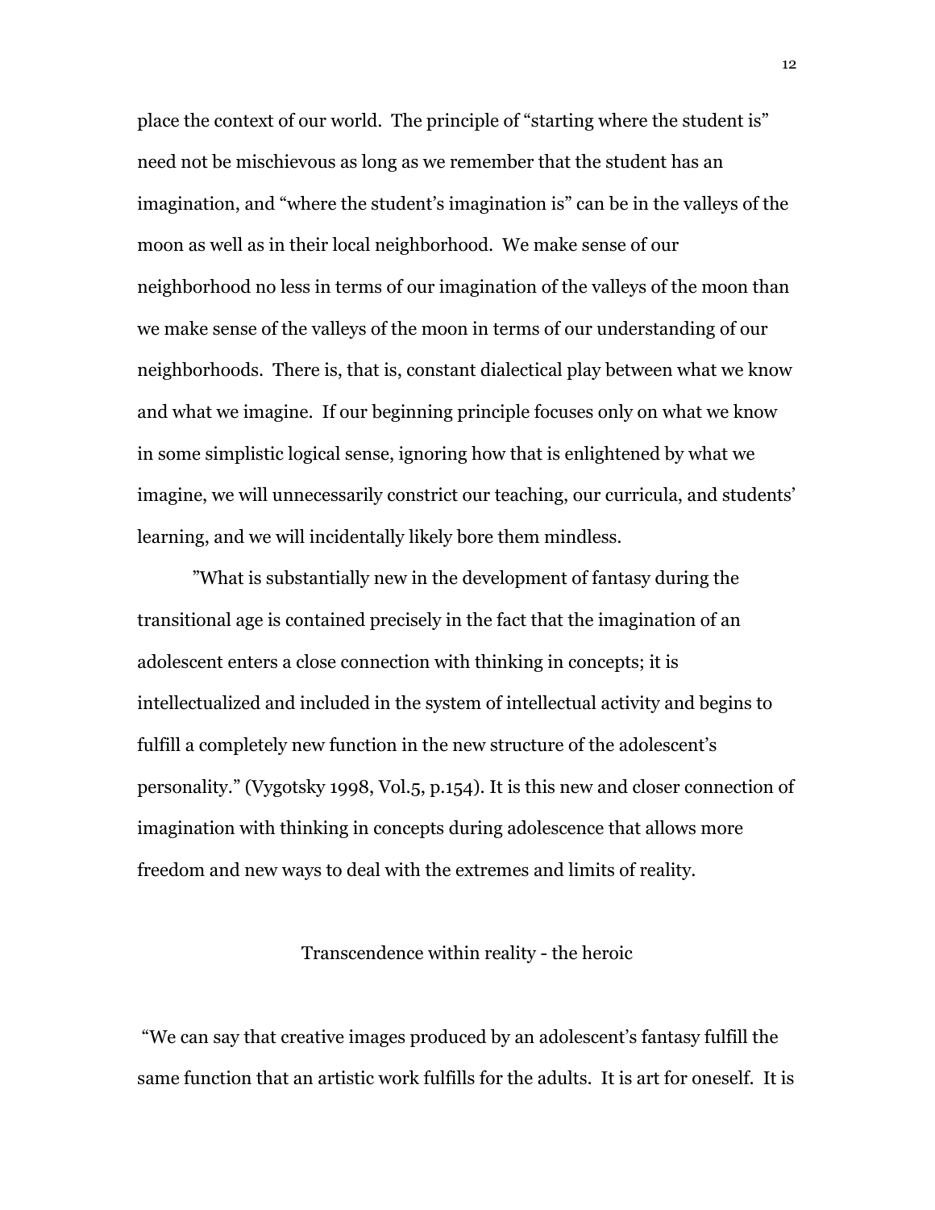place the context of our world. The principle of "starting where the student is" need not be mischievous as long as we remember that the student has an imagination, and "where the student's imagination is" can be in the valleys of the moon as well as in their local neighborhood. We make sense of our neighborhood no less in terms of our imagination of the valleys of the moon than we make sense of the valleys of the moon in terms of our understanding of our neighborhoods. There is, that is, constant dialectical play between what we know and what we imagine. If our beginning principle focuses only on what we know in some simplistic logical sense, ignoring how that is enlightened by what we imagine, we will unnecessarily constrict our teaching, our curricula, and students' learning, and we will incidentally likely bore them mindless.

"What is substantially new in the development of fantasy during the transitional age is contained precisely in the fact that the imagination of an adolescent enters a close connection with thinking in concepts; it is intellectualized and included in the system of intellectual activity and begins to fulfill a completely new function in the new structure of the adolescent's personality." (Vygotsky 1998, Vol.5, p.154). It is this new and closer connection of imagination with thinking in concepts during adolescence that allows more freedom and new ways to deal with the extremes and limits of reality.

## Transcendence within reality - the heroic

"We can say that creative images produced by an adolescent's fantasy fulfill the same function that an artistic work fulfills for the adults. It is art for oneself. It is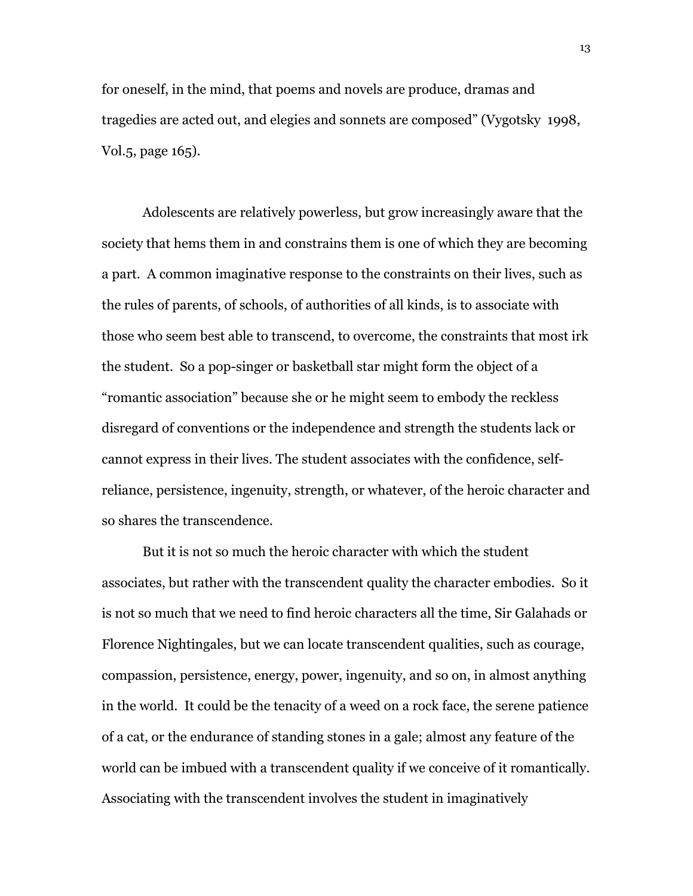for oneself, in the mind, that poems and novels are produce, dramas and tragedies are acted out, and elegies and sonnets are composed" (Vygotsky 1998, Vol.5, page 165).

Adolescents are relatively powerless, but grow increasingly aware that the society that hems them in and constrains them is one of which they are becoming a part. A common imaginative response to the constraints on their lives, such as the rules of parents, of schools, of authorities of all kinds, is to associate with those who seem best able to transcend, to overcome, the constraints that most irk the student. So a pop-singer or basketball star might form the object of a "romantic association" because she or he might seem to embody the reckless disregard of conventions or the independence and strength the students lack or cannot express in their lives. The student associates with the confidence, self-reliance, persistence, ingenuity, strength, or whatever, of the heroic character and so shares the transcendence.

But it is not so much the heroic character with which the student associates, but rather with the transcendent quality the character embodies. So it is not so much that we need to find heroic characters all the time, Sir Galahads or Florence Nightingales, but we can locate transcendent qualities, such as courage, compassion, persistence, energy, power, ingenuity, and so on, in almost anything in the world. It could be the tenacity of a weed on a rock face, the serene patience of a cat, or the endurance of standing stones in a gale; almost any feature of the world can be imbued with a transcendent quality if we conceive of it romantically. Associating with the transcendent involves the student in imaginatively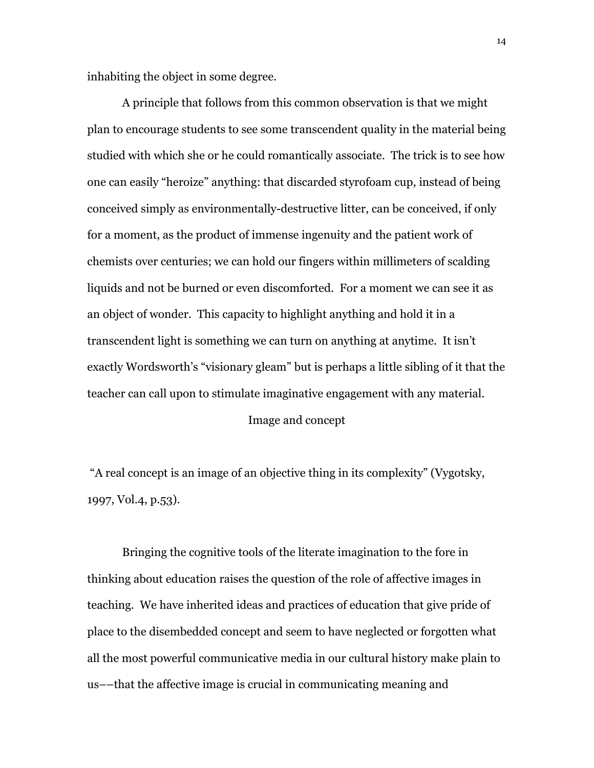inhabiting the object in some degree.

A principle that follows from this common observation is that we might plan to encourage students to see some transcendent quality in the material being studied with which she or he could romantically associate. The trick is to see how one can easily "heroize" anything: that discarded styrofoam cup, instead of being conceived simply as environmentally-destructive litter, can be conceived, if only for a moment, as the product of immense ingenuity and the patient work of chemists over centuries; we can hold our fingers within millimeters of scalding liquids and not be burned or even discomforted. For a moment we can see it as an object of wonder. This capacity to highlight anything and hold it in a transcendent light is something we can turn on anything at anytime. It isn't exactly Wordsworth's "visionary gleam" but is perhaps a little sibling of it that the teacher can call upon to stimulate imaginative engagement with any material.

## Image and concept

"A real concept is an image of an objective thing in its complexity" (Vygotsky, 1997, Vol.4, p.53).

Bringing the cognitive tools of the literate imagination to the fore in thinking about education raises the question of the role of affective images in teaching. We have inherited ideas and practices of education that give pride of place to the disembedded concept and seem to have neglected or forgotten what all the most powerful communicative media in our cultural history make plain to us––that the affective image is crucial in communicating meaning and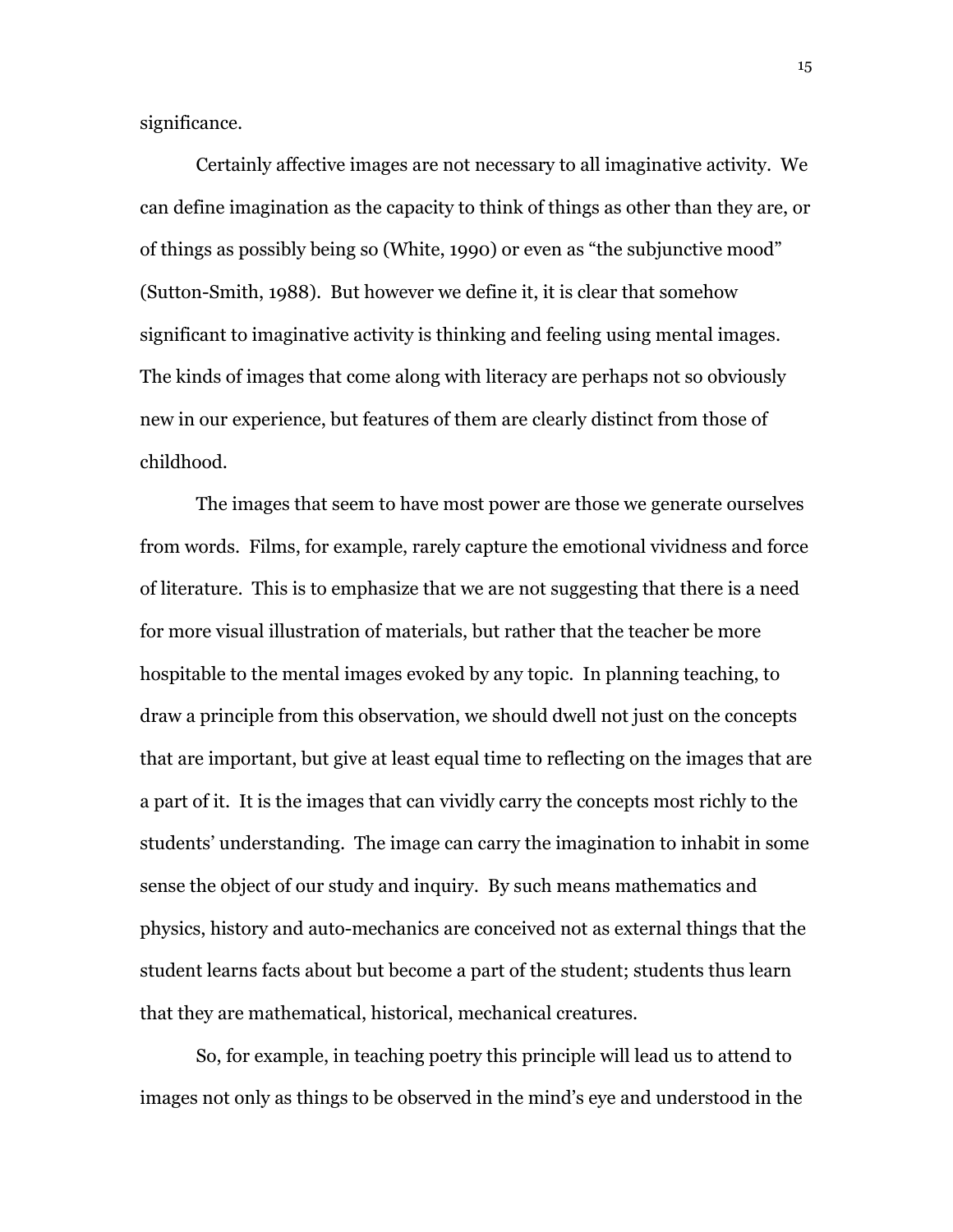significance.

Certainly affective images are not necessary to all imaginative activity. We can define imagination as the capacity to think of things as other than they are, or of things as possibly being so (White, 1990) or even as "the subjunctive mood" (Sutton-Smith, 1988). But however we define it, it is clear that somehow significant to imaginative activity is thinking and feeling using mental images. The kinds of images that come along with literacy are perhaps not so obviously new in our experience, but features of them are clearly distinct from those of childhood.

The images that seem to have most power are those we generate ourselves from words. Films, for example, rarely capture the emotional vividness and force of literature. This is to emphasize that we are not suggesting that there is a need for more visual illustration of materials, but rather that the teacher be more hospitable to the mental images evoked by any topic. In planning teaching, to draw a principle from this observation, we should dwell not just on the concepts that are important, but give at least equal time to reflecting on the images that are a part of it. It is the images that can vividly carry the concepts most richly to the students' understanding. The image can carry the imagination to inhabit in some sense the object of our study and inquiry. By such means mathematics and physics, history and auto-mechanics are conceived not as external things that the student learns facts about but become a part of the student; students thus learn that they are mathematical, historical, mechanical creatures.

So, for example, in teaching poetry this principle will lead us to attend to images not only as things to be observed in the mind's eye and understood in the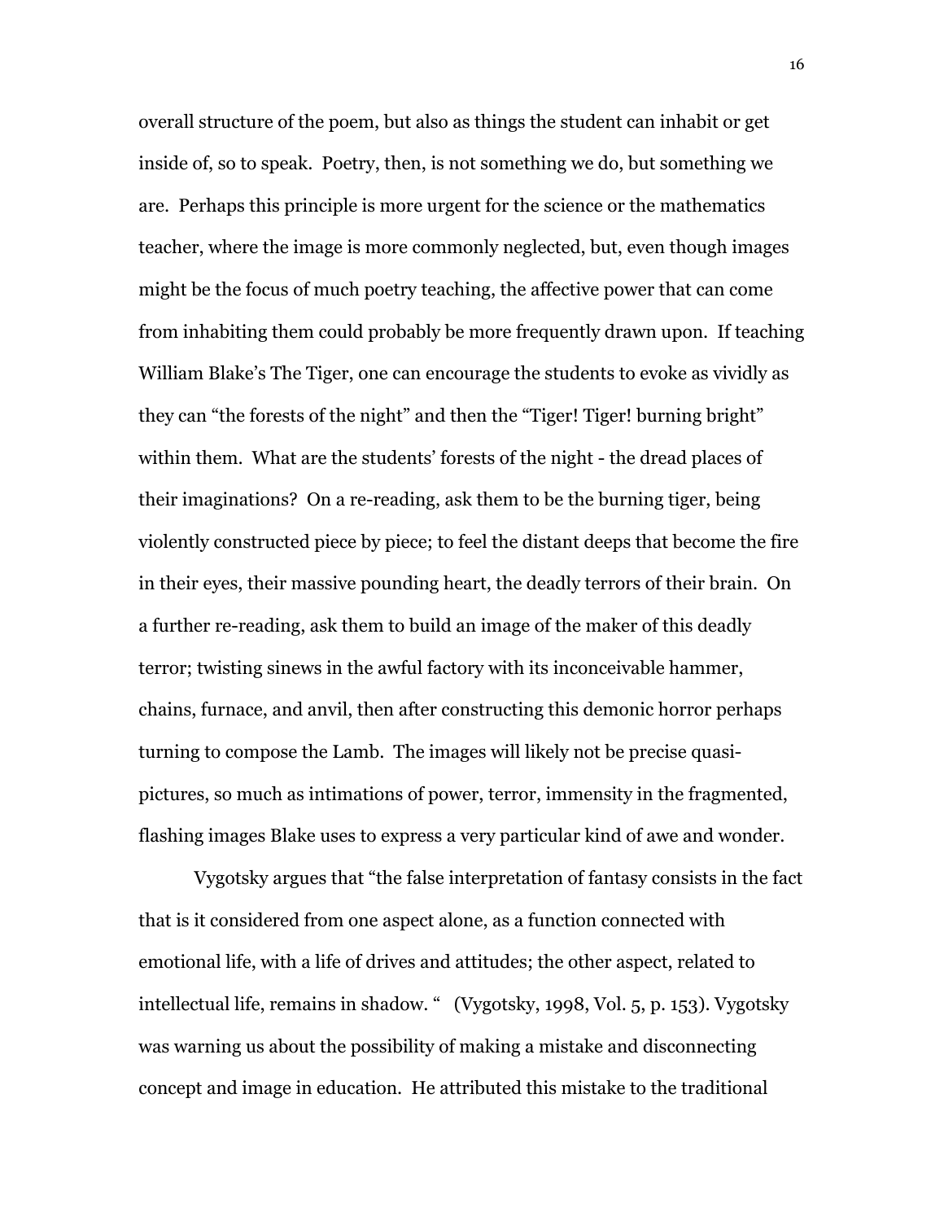overall structure of the poem, but also as things the student can inhabit or get inside of, so to speak. Poetry, then, is not something we do, but something we are. Perhaps this principle is more urgent for the science or the mathematics teacher, where the image is more commonly neglected, but, even though images might be the focus of much poetry teaching, the affective power that can come from inhabiting them could probably be more frequently drawn upon. If teaching William Blake's The Tiger, one can encourage the students to evoke as vividly as they can "the forests of the night" and then the "Tiger! Tiger! burning bright" within them. What are the students' forests of the night - the dread places of their imaginations? On a re-reading, ask them to be the burning tiger, being violently constructed piece by piece; to feel the distant deeps that become the fire in their eyes, their massive pounding heart, the deadly terrors of their brain. On a further re-reading, ask them to build an image of the maker of this deadly terror; twisting sinews in the awful factory with its inconceivable hammer, chains, furnace, and anvil, then after constructing this demonic horror perhaps turning to compose the Lamb. The images will likely not be precise quasi-pictures, so much as intimations of power, terror, immensity in the fragmented, flashing images Blake uses to express a very particular kind of awe and wonder.

Vygotsky argues that "the false interpretation of fantasy consists in the fact that is it considered from one aspect alone, as a function connected with emotional life, with a life of drives and attitudes; the other aspect, related to intellectual life, remains in shadow. " (Vygotsky, 1998, Vol. 5, p. 153). Vygotsky was warning us about the possibility of making a mistake and disconnecting concept and image in education. He attributed this mistake to the traditional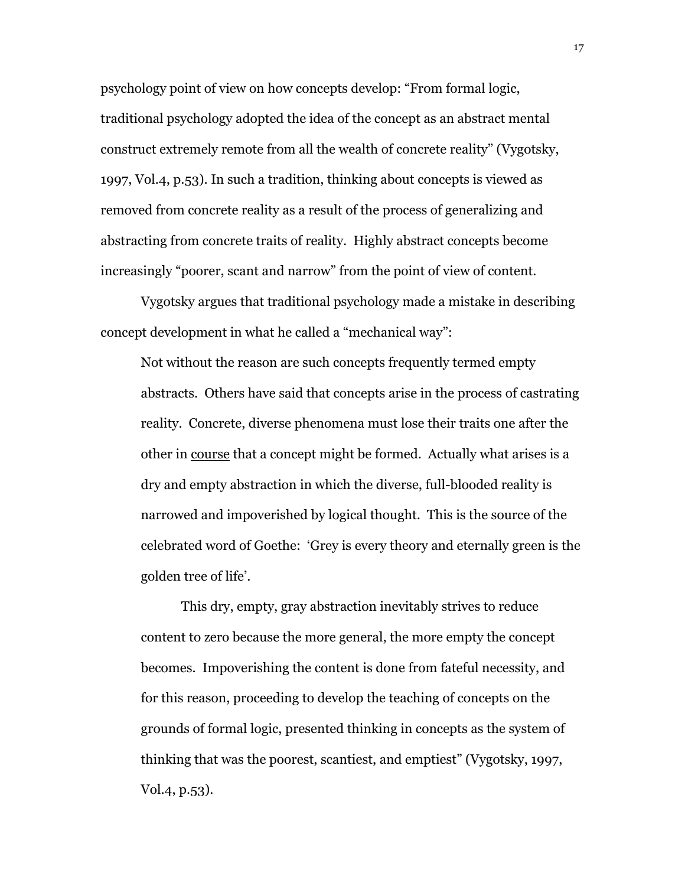psychology point of view on how concepts develop: "From formal logic, traditional psychology adopted the idea of the concept as an abstract mental construct extremely remote from all the wealth of concrete reality" (Vygotsky, 1997, Vol.4, p.53). In such a tradition, thinking about concepts is viewed as removed from concrete reality as a result of the process of generalizing and abstracting from concrete traits of reality. Highly abstract concepts become increasingly "poorer, scant and narrow" from the point of view of content.

Vygotsky argues that traditional psychology made a mistake in describing concept development in what he called a "mechanical way":

> Not without the reason are such concepts frequently termed empty abstracts. Others have said that concepts arise in the process of castrating reality. Concrete, diverse phenomena must lose their traits one after the other in <u>course</u> that a concept might be formed. Actually what arises is a dry and empty abstraction in which the diverse, full-blooded reality is narrowed and impoverished by logical thought. This is the source of the celebrated word of Goethe: 'Grey is every theory and eternally green is the golden tree of life'.
>
> This dry, empty, gray abstraction inevitably strives to reduce content to zero because the more general, the more empty the concept becomes. Impoverishing the content is done from fateful necessity, and for this reason, proceeding to develop the teaching of concepts on the grounds of formal logic, presented thinking in concepts as the system of thinking that was the poorest, scantiest, and emptiest" (Vygotsky, 1997, Vol.4, p.53).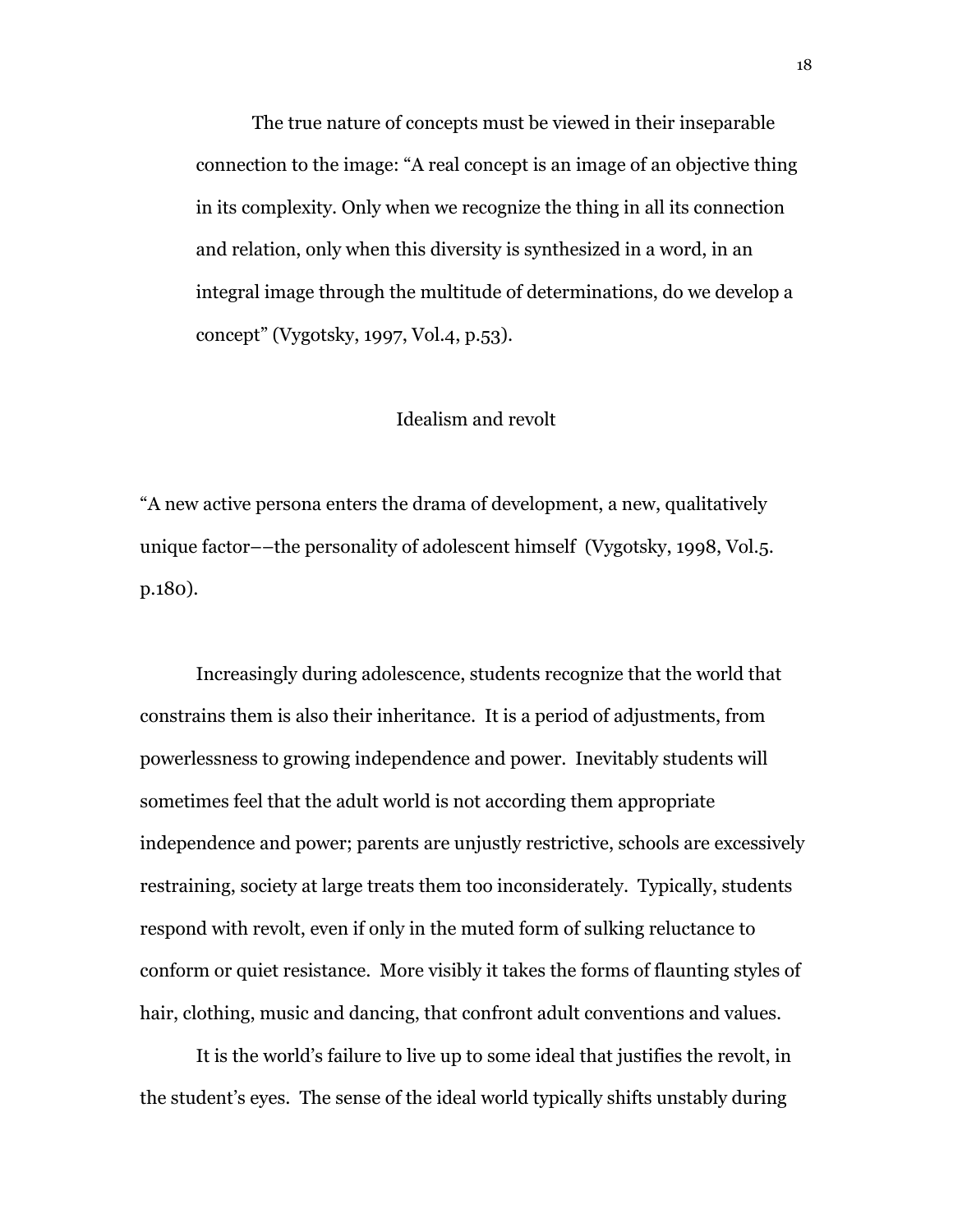The true nature of concepts must be viewed in their inseparable connection to the image: "A real concept is an image of an objective thing in its complexity. Only when we recognize the thing in all its connection and relation, only when this diversity is synthesized in a word, in an integral image through the multitude of determinations, do we develop a concept" (Vygotsky, 1997, Vol.4, p.53).

## Idealism and revolt

"A new active persona enters the drama of development, a new, qualitatively unique factor––the personality of adolescent himself (Vygotsky, 1998, Vol.5. p.180).

Increasingly during adolescence, students recognize that the world that constrains them is also their inheritance. It is a period of adjustments, from powerlessness to growing independence and power. Inevitably students will sometimes feel that the adult world is not according them appropriate independence and power; parents are unjustly restrictive, schools are excessively restraining, society at large treats them too inconsiderately. Typically, students respond with revolt, even if only in the muted form of sulking reluctance to conform or quiet resistance. More visibly it takes the forms of flaunting styles of hair, clothing, music and dancing, that confront adult conventions and values.

It is the world's failure to live up to some ideal that justifies the revolt, in the student's eyes. The sense of the ideal world typically shifts unstably during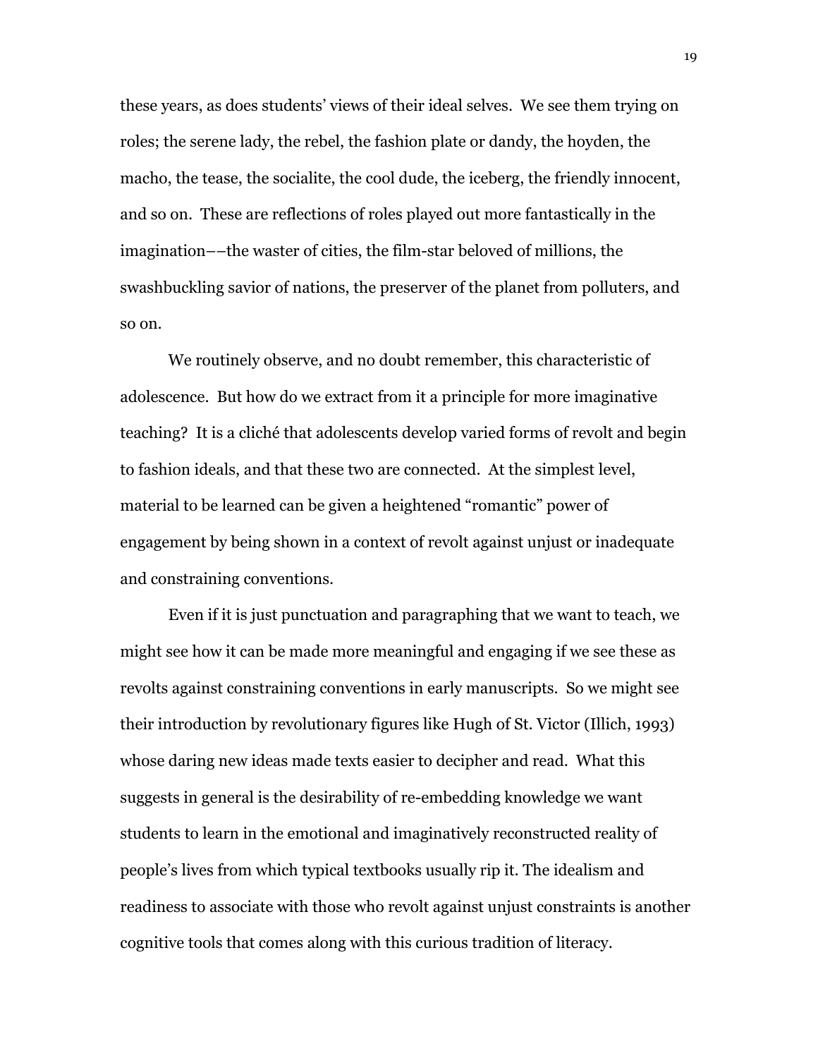these years, as does students' views of their ideal selves. We see them trying on roles; the serene lady, the rebel, the fashion plate or dandy, the hoyden, the macho, the tease, the socialite, the cool dude, the iceberg, the friendly innocent, and so on. These are reflections of roles played out more fantastically in the imagination––the waster of cities, the film-star beloved of millions, the swashbuckling savior of nations, the preserver of the planet from polluters, and so on.

We routinely observe, and no doubt remember, this characteristic of adolescence. But how do we extract from it a principle for more imaginative teaching? It is a cliché that adolescents develop varied forms of revolt and begin to fashion ideals, and that these two are connected. At the simplest level, material to be learned can be given a heightened "romantic" power of engagement by being shown in a context of revolt against unjust or inadequate and constraining conventions.

Even if it is just punctuation and paragraphing that we want to teach, we might see how it can be made more meaningful and engaging if we see these as revolts against constraining conventions in early manuscripts. So we might see their introduction by revolutionary figures like Hugh of St. Victor (Illich, 1993) whose daring new ideas made texts easier to decipher and read. What this suggests in general is the desirability of re-embedding knowledge we want students to learn in the emotional and imaginatively reconstructed reality of people's lives from which typical textbooks usually rip it. The idealism and readiness to associate with those who revolt against unjust constraints is another cognitive tools that comes along with this curious tradition of literacy.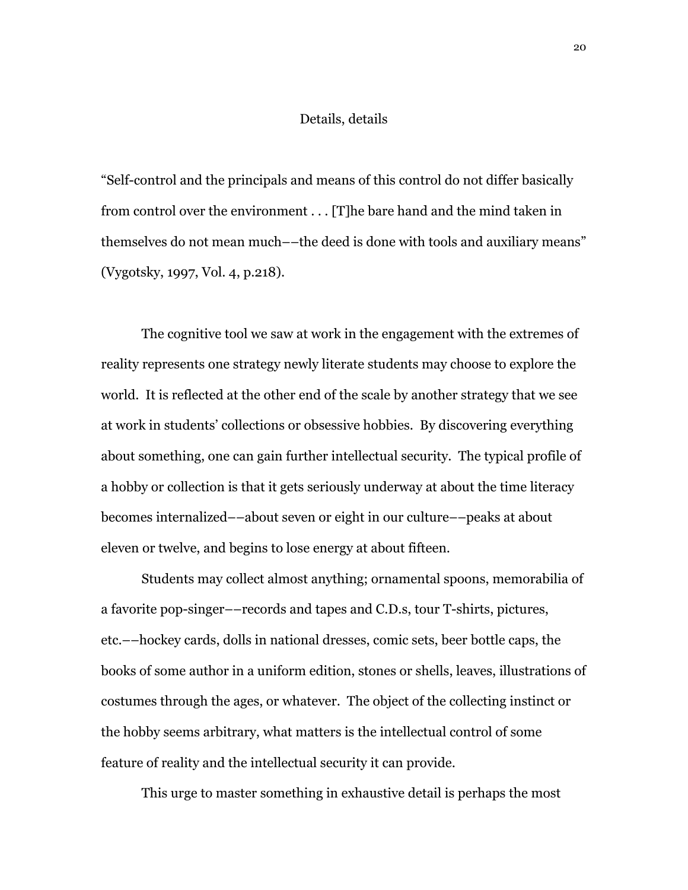## Details, details

"Self-control and the principals and means of this control do not differ basically from control over the environment . . . [T]he bare hand and the mind taken in themselves do not mean much––the deed is done with tools and auxiliary means" (Vygotsky, 1997, Vol. 4, p.218).

The cognitive tool we saw at work in the engagement with the extremes of reality represents one strategy newly literate students may choose to explore the world. It is reflected at the other end of the scale by another strategy that we see at work in students' collections or obsessive hobbies. By discovering everything about something, one can gain further intellectual security. The typical profile of a hobby or collection is that it gets seriously underway at about the time literacy becomes internalized––about seven or eight in our culture––peaks at about eleven or twelve, and begins to lose energy at about fifteen.

Students may collect almost anything; ornamental spoons, memorabilia of a favorite pop-singer––records and tapes and C.D.s, tour T-shirts, pictures, etc.––hockey cards, dolls in national dresses, comic sets, beer bottle caps, the books of some author in a uniform edition, stones or shells, leaves, illustrations of costumes through the ages, or whatever. The object of the collecting instinct or the hobby seems arbitrary, what matters is the intellectual control of some feature of reality and the intellectual security it can provide.

This urge to master something in exhaustive detail is perhaps the most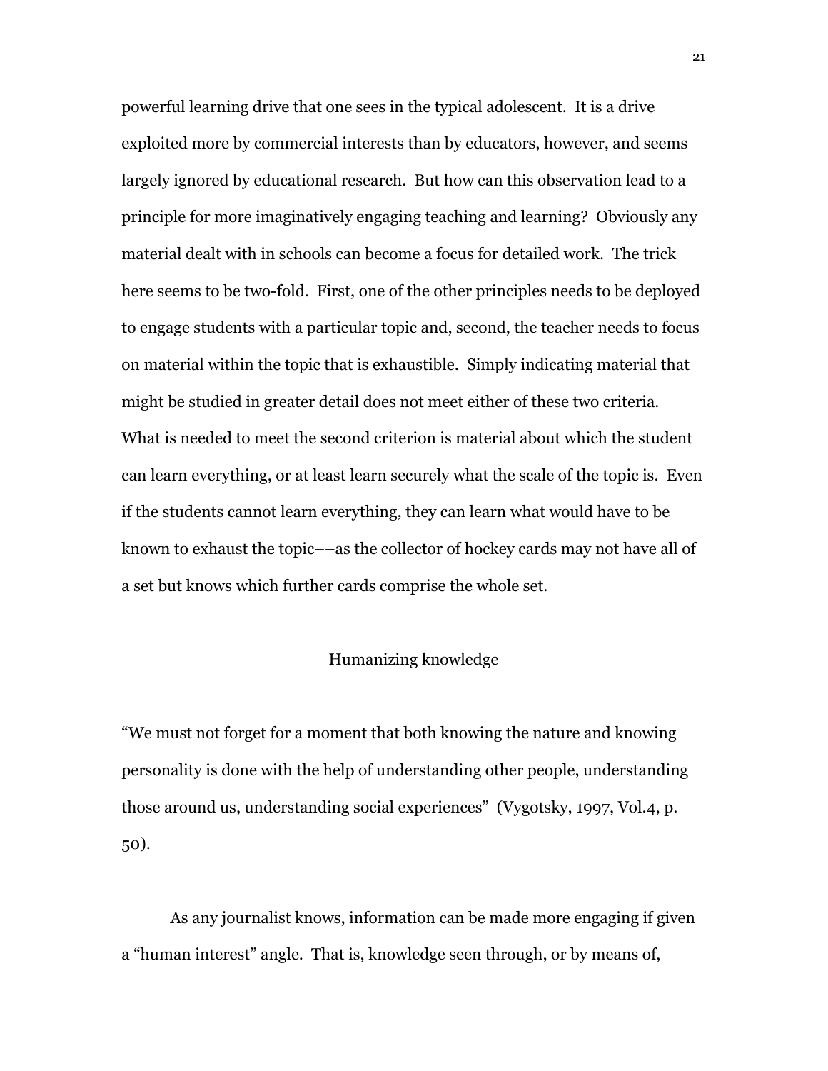powerful learning drive that one sees in the typical adolescent. It is a drive exploited more by commercial interests than by educators, however, and seems largely ignored by educational research. But how can this observation lead to a principle for more imaginatively engaging teaching and learning? Obviously any material dealt with in schools can become a focus for detailed work. The trick here seems to be two-fold. First, one of the other principles needs to be deployed to engage students with a particular topic and, second, the teacher needs to focus on material within the topic that is exhaustible. Simply indicating material that might be studied in greater detail does not meet either of these two criteria. What is needed to meet the second criterion is material about which the student can learn everything, or at least learn securely what the scale of the topic is. Even if the students cannot learn everything, they can learn what would have to be known to exhaust the topic––as the collector of hockey cards may not have all of a set but knows which further cards comprise the whole set.

## Humanizing knowledge

"We must not forget for a moment that both knowing the nature and knowing personality is done with the help of understanding other people, understanding those around us, understanding social experiences" (Vygotsky, 1997, Vol.4, p. 50).

As any journalist knows, information can be made more engaging if given a "human interest" angle. That is, knowledge seen through, or by means of,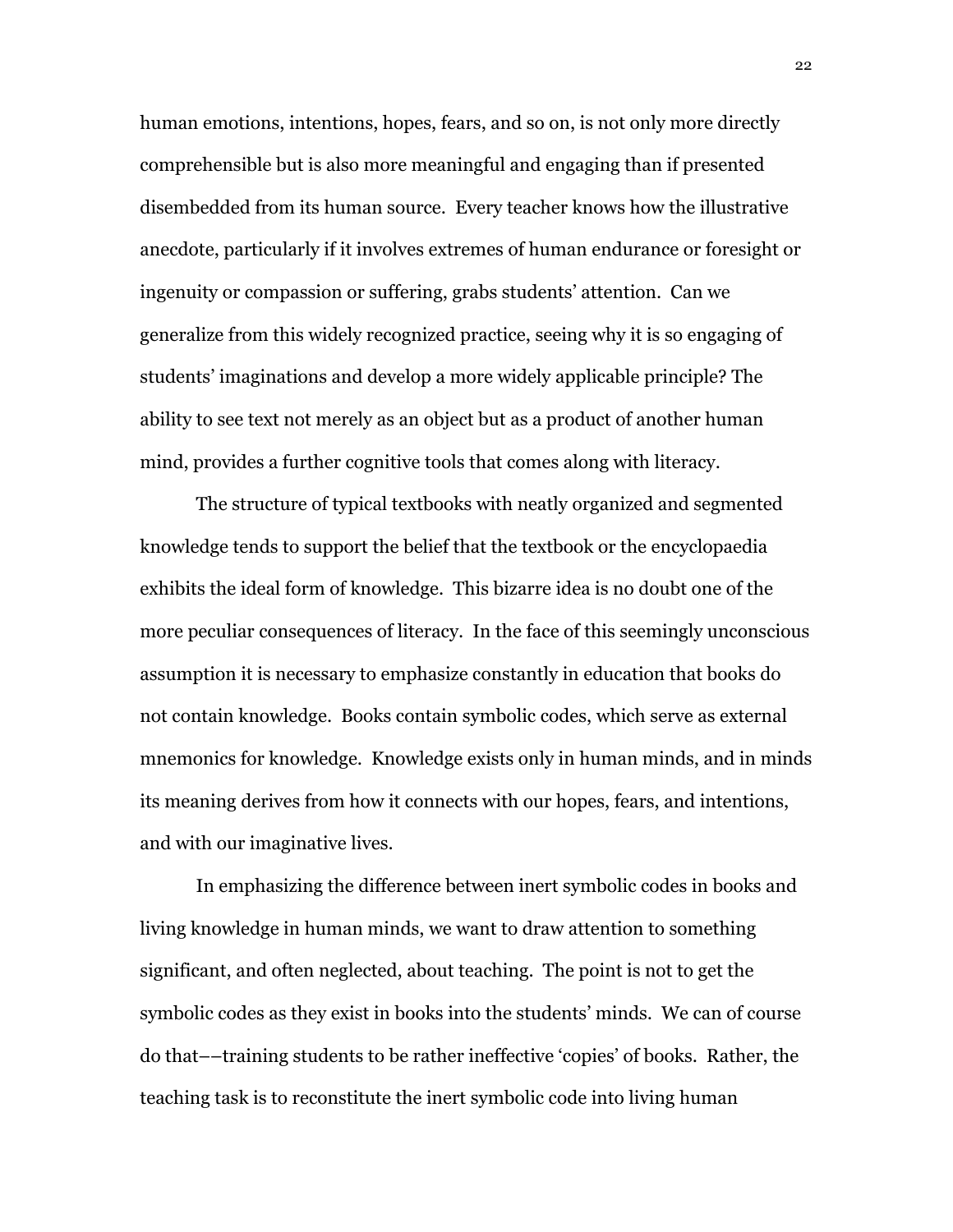human emotions, intentions, hopes, fears, and so on, is not only more directly comprehensible but is also more meaningful and engaging than if presented disembedded from its human source. Every teacher knows how the illustrative anecdote, particularly if it involves extremes of human endurance or foresight or ingenuity or compassion or suffering, grabs students' attention. Can we generalize from this widely recognized practice, seeing why it is so engaging of students' imaginations and develop a more widely applicable principle? The ability to see text not merely as an object but as a product of another human mind, provides a further cognitive tools that comes along with literacy.

The structure of typical textbooks with neatly organized and segmented knowledge tends to support the belief that the textbook or the encyclopaedia exhibits the ideal form of knowledge. This bizarre idea is no doubt one of the more peculiar consequences of literacy. In the face of this seemingly unconscious assumption it is necessary to emphasize constantly in education that books do not contain knowledge. Books contain symbolic codes, which serve as external mnemonics for knowledge. Knowledge exists only in human minds, and in minds its meaning derives from how it connects with our hopes, fears, and intentions, and with our imaginative lives.

In emphasizing the difference between inert symbolic codes in books and living knowledge in human minds, we want to draw attention to something significant, and often neglected, about teaching. The point is not to get the symbolic codes as they exist in books into the students' minds. We can of course do that––training students to be rather ineffective 'copies' of books. Rather, the teaching task is to reconstitute the inert symbolic code into living human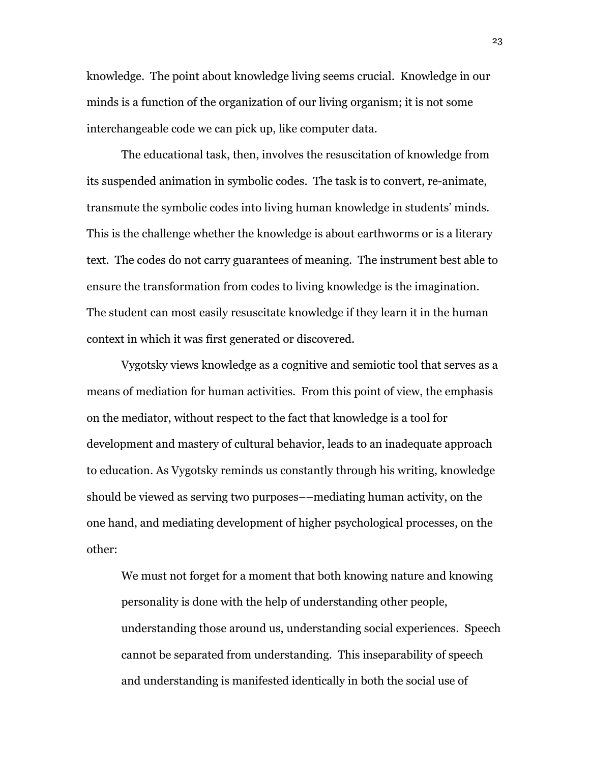knowledge. The point about knowledge living seems crucial. Knowledge in our minds is a function of the organization of our living organism; it is not some interchangeable code we can pick up, like computer data.

The educational task, then, involves the resuscitation of knowledge from its suspended animation in symbolic codes. The task is to convert, re-animate, transmute the symbolic codes into living human knowledge in students' minds. This is the challenge whether the knowledge is about earthworms or is a literary text. The codes do not carry guarantees of meaning. The instrument best able to ensure the transformation from codes to living knowledge is the imagination. The student can most easily resuscitate knowledge if they learn it in the human context in which it was first generated or discovered.

Vygotsky views knowledge as a cognitive and semiotic tool that serves as a means of mediation for human activities. From this point of view, the emphasis on the mediator, without respect to the fact that knowledge is a tool for development and mastery of cultural behavior, leads to an inadequate approach to education. As Vygotsky reminds us constantly through his writing, knowledge should be viewed as serving two purposes––mediating human activity, on the one hand, and mediating development of higher psychological processes, on the other:

> We must not forget for a moment that both knowing nature and knowing personality is done with the help of understanding other people, understanding those around us, understanding social experiences. Speech cannot be separated from understanding. This inseparability of speech and understanding is manifested identically in both the social use of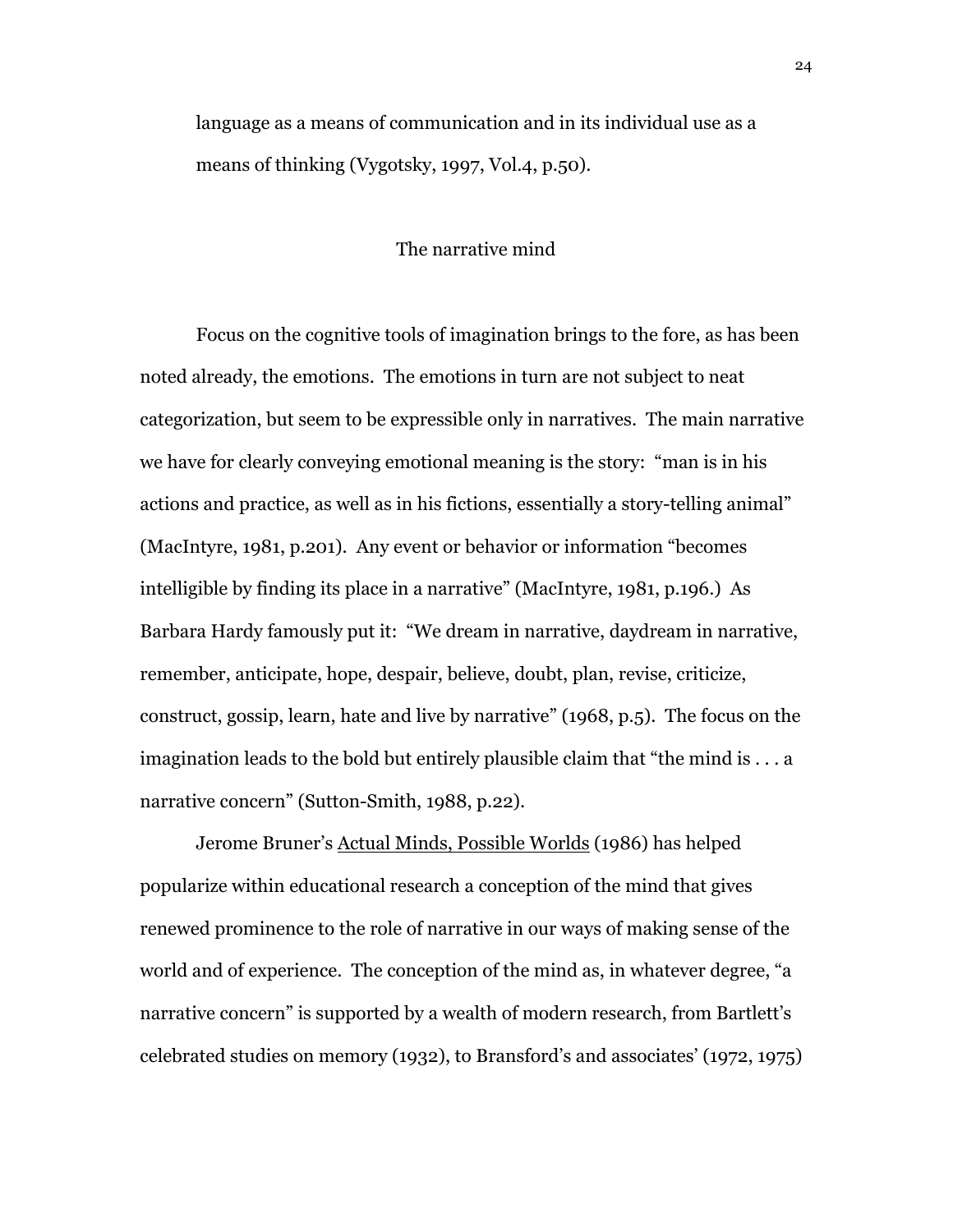language as a means of communication and in its individual use as a means of thinking (Vygotsky, 1997, Vol.4, p.50).

## The narrative mind

Focus on the cognitive tools of imagination brings to the fore, as has been noted already, the emotions. The emotions in turn are not subject to neat categorization, but seem to be expressible only in narratives. The main narrative we have for clearly conveying emotional meaning is the story: "man is in his actions and practice, as well as in his fictions, essentially a story-telling animal" (MacIntyre, 1981, p.201). Any event or behavior or information "becomes intelligible by finding its place in a narrative" (MacIntyre, 1981, p.196.) As Barbara Hardy famously put it: "We dream in narrative, daydream in narrative, remember, anticipate, hope, despair, believe, doubt, plan, revise, criticize, construct, gossip, learn, hate and live by narrative" (1968, p.5). The focus on the imagination leads to the bold but entirely plausible claim that "the mind is . . . a narrative concern" (Sutton-Smith, 1988, p.22).

Jerome Bruner's Actual Minds, Possible Worlds (1986) has helped popularize within educational research a conception of the mind that gives renewed prominence to the role of narrative in our ways of making sense of the world and of experience. The conception of the mind as, in whatever degree, "a narrative concern" is supported by a wealth of modern research, from Bartlett's celebrated studies on memory (1932), to Bransford's and associates' (1972, 1975)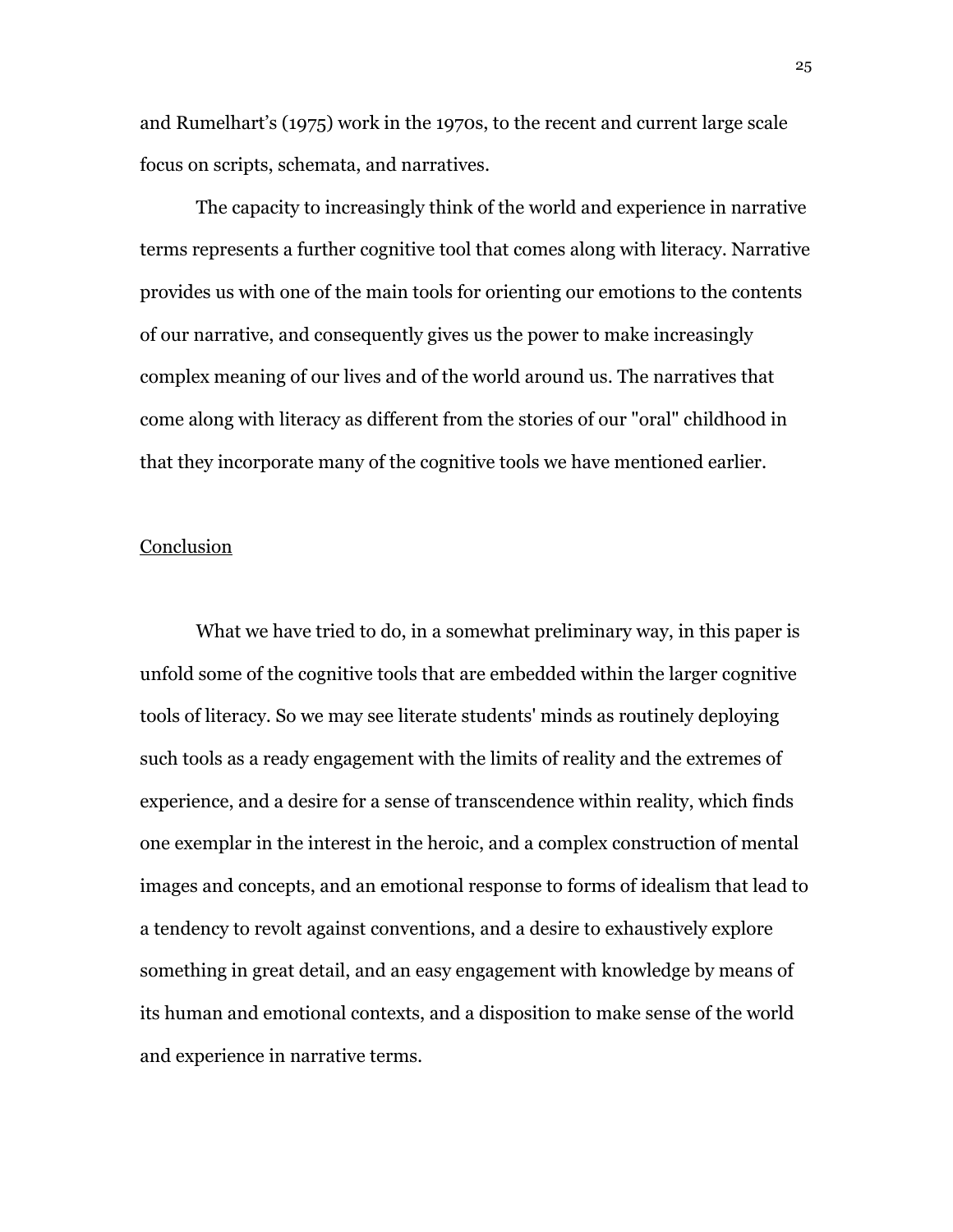and Rumelhart's (1975) work in the 1970s, to the recent and current large scale focus on scripts, schemata, and narratives.

The capacity to increasingly think of the world and experience in narrative terms represents a further cognitive tool that comes along with literacy. Narrative provides us with one of the main tools for orienting our emotions to the contents of our narrative, and consequently gives us the power to make increasingly complex meaning of our lives and of the world around us. The narratives that come along with literacy as different from the stories of our "oral" childhood in that they incorporate many of the cognitive tools we have mentioned earlier.

## Conclusion

What we have tried to do, in a somewhat preliminary way, in this paper is unfold some of the cognitive tools that are embedded within the larger cognitive tools of literacy. So we may see literate students' minds as routinely deploying such tools as a ready engagement with the limits of reality and the extremes of experience, and a desire for a sense of transcendence within reality, which finds one exemplar in the interest in the heroic, and a complex construction of mental images and concepts, and an emotional response to forms of idealism that lead to a tendency to revolt against conventions, and a desire to exhaustively explore something in great detail, and an easy engagement with knowledge by means of its human and emotional contexts, and a disposition to make sense of the world and experience in narrative terms.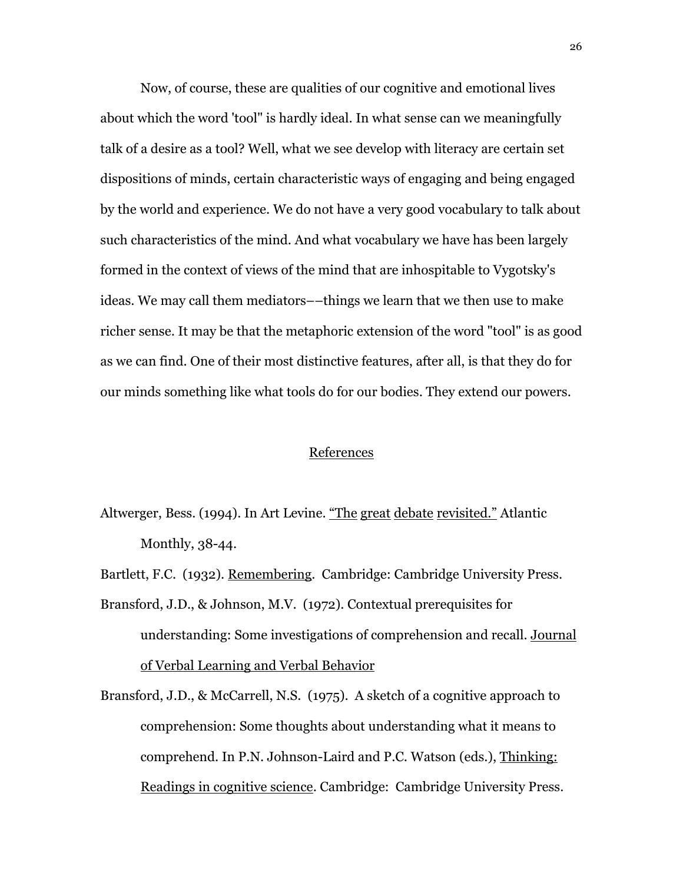Now, of course, these are qualities of our cognitive and emotional lives about which the word 'tool" is hardly ideal. In what sense can we meaningfully talk of a desire as a tool? Well, what we see develop with literacy are certain set dispositions of minds, certain characteristic ways of engaging and being engaged by the world and experience. We do not have a very good vocabulary to talk about such characteristics of the mind. And what vocabulary we have has been largely formed in the context of views of the mind that are inhospitable to Vygotsky's ideas. We may call them mediators––things we learn that we then use to make richer sense. It may be that the metaphoric extension of the word "tool" is as good as we can find. One of their most distinctive features, after all, is that they do for our minds something like what tools do for our bodies. They extend our powers.

## References

Altwerger, Bess. (1994). In Art Levine. "The great debate revisited." Atlantic Monthly, 38-44.

Bartlett, F.C. (1932). Remembering. Cambridge: Cambridge University Press.

Bransford, J.D., & Johnson, M.V. (1972). Contextual prerequisites for understanding: Some investigations of comprehension and recall. Journal of Verbal Learning and Verbal Behavior

Bransford, J.D., & McCarrell, N.S. (1975). A sketch of a cognitive approach to comprehension: Some thoughts about understanding what it means to comprehend. In P.N. Johnson-Laird and P.C. Watson (eds.), Thinking: Readings in cognitive science. Cambridge: Cambridge University Press.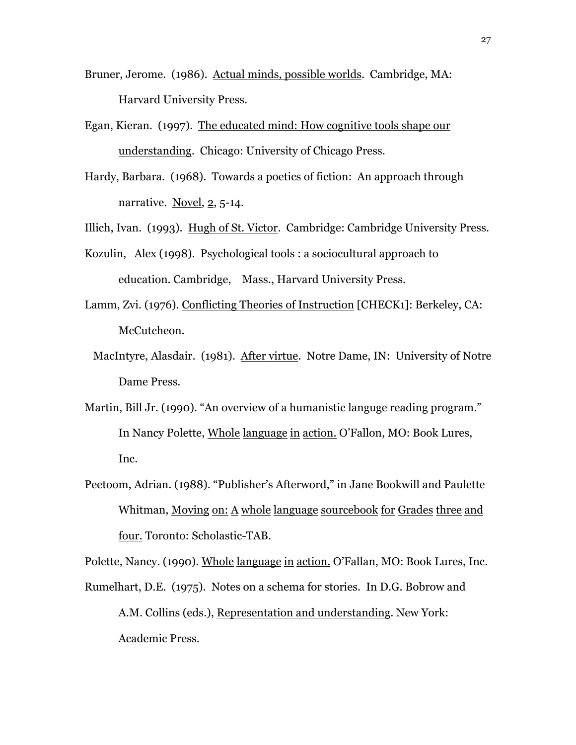Bruner, Jerome. (1986). Actual minds, possible worlds. Cambridge, MA: Harvard University Press.

Egan, Kieran. (1997). The educated mind: How cognitive tools shape our understanding. Chicago: University of Chicago Press.

Hardy, Barbara. (1968). Towards a poetics of fiction: An approach through narrative. Novel, 2, 5-14.

Illich, Ivan. (1993). Hugh of St. Victor. Cambridge: Cambridge University Press.

Kozulin, Alex (1998). Psychological tools : a sociocultural approach to education. Cambridge, Mass., Harvard University Press.

Lamm, Zvi. (1976). Conflicting Theories of Instruction [CHECK1]: Berkeley, CA: McCutcheon.

MacIntyre, Alasdair. (1981). After virtue. Notre Dame, IN: University of Notre Dame Press.

Martin, Bill Jr. (1990). "An overview of a humanistic languge reading program." In Nancy Polette, Whole language in action. O'Fallon, MO: Book Lures, Inc.

Peetoom, Adrian. (1988). "Publisher's Afterword," in Jane Bookwill and Paulette Whitman, Moving on: A whole language sourcebook for Grades three and four. Toronto: Scholastic-TAB.

Polette, Nancy. (1990). Whole language in action. O'Fallan, MO: Book Lures, Inc.

Rumelhart, D.E. (1975). Notes on a schema for stories. In D.G. Bobrow and A.M. Collins (eds.), Representation and understanding. New York: Academic Press.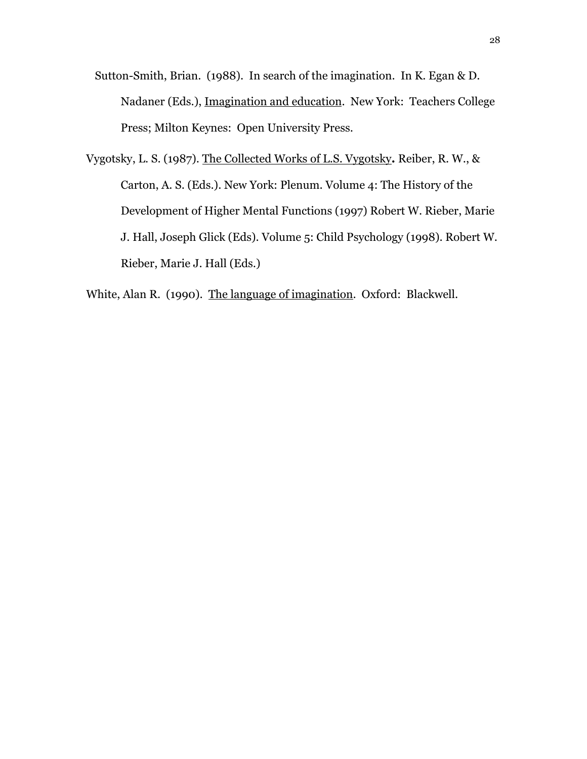Sutton-Smith, Brian. (1988). In search of the imagination. In K. Egan & D. Nadaner (Eds.), <u>Imagination and education</u>. New York: Teachers College Press; Milton Keynes: Open University Press.

Vygotsky, L. S. (1987). <u>The Collected Works of L.S. Vygotsky</u>**.** Reiber, R. W., & Carton, A. S. (Eds.). New York: Plenum. Volume 4: The History of the Development of Higher Mental Functions (1997) Robert W. Rieber, Marie J. Hall, Joseph Glick (Eds). Volume 5: Child Psychology (1998). Robert W. Rieber, Marie J. Hall (Eds.)

White, Alan R. (1990). <u>The language of imagination</u>. Oxford: Blackwell.